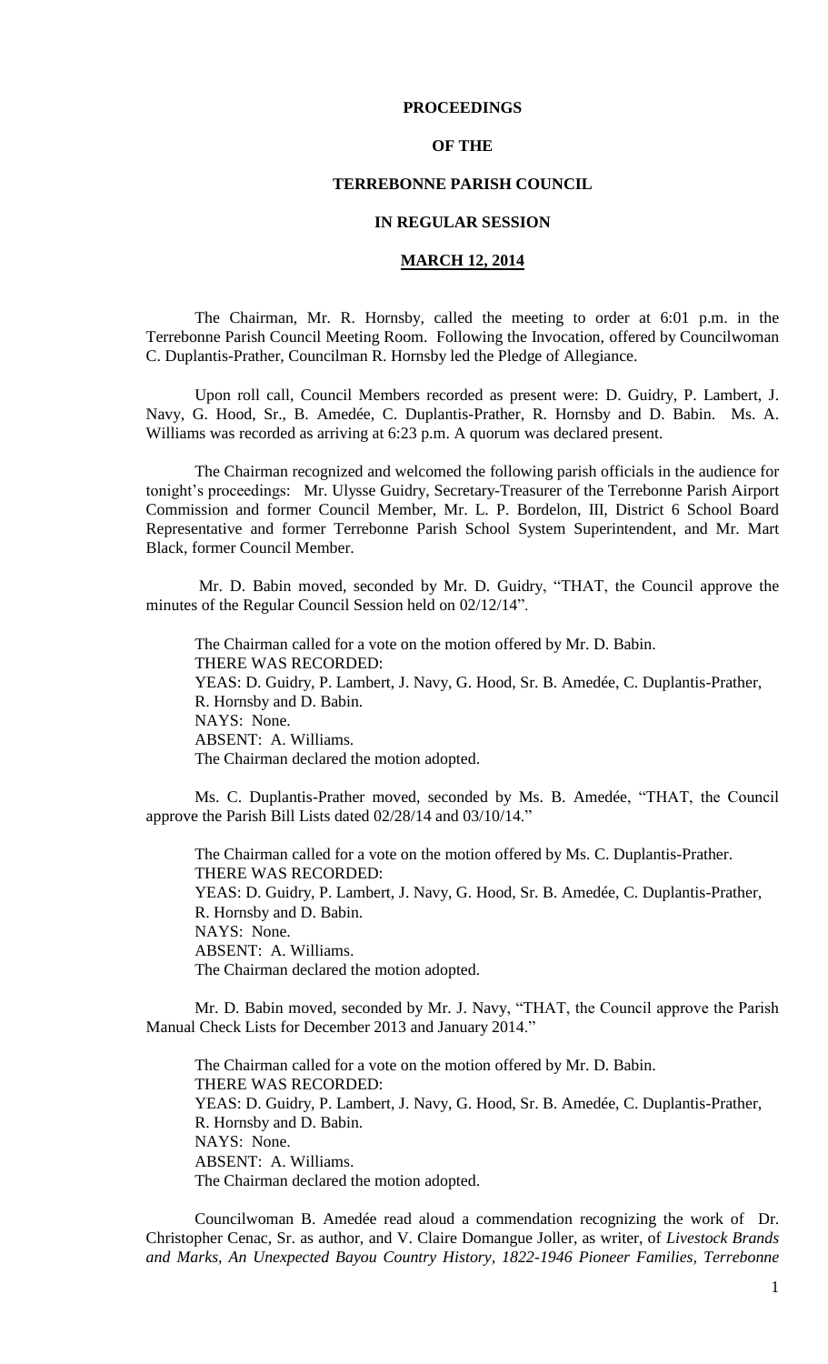# PROCEEDINGS

# OF THE

# TERREBONNE PARISH COUNCIL

# IN REGULAR SESSION

## MARCH 12, 2014

The Chairman, Mr. R. Hornsby, called the meeting to order at 6:01 p.m. in the Terrebonne Parish Council Meeting Room. Following the Invocation, offered by Councilwoman C. Duplantis-Prather, Councilman R. Hornsby led the Pledge of Allegiance.

Upon roll call, Council Members recorded as present were: D. Guidry, P. Lambert, J. Navy, G. Hood, Sr., B. Amedée, C. Duplantis-Prather, R. Hornsby and D. Babin. Ms. A. Williams was recorded as arriving at 6:23 p.m. A quorum was declared present.

The Chairman recognized and welcomed the following parish officials in the audience for tonight's proceedings: Mr. Ulysse Guidry, Secretary-Treasurer of the Terrebonne Parish Airport Commission and former Council Member, Mr. L. P. Bordelon, III, District 6 School Board Representative and former Terrebonne Parish School System Superintendent, and Mr. Mart Black, former Council Member.

Mr. D. Babin moved, seconded by Mr. D. Guidry, "THAT, the Council approve the minutes of the Regular Council Session held on 02/12/14".

The Chairman called for a vote on the motion offered by Mr. D. Babin.
THERE WAS RECORDED:
YEAS: D. Guidry, P. Lambert, J. Navy, G. Hood, Sr. B. Amedée, C. Duplantis-Prather, R. Hornsby and D. Babin.
NAYS: None.
ABSENT: A. Williams.
The Chairman declared the motion adopted.

Ms. C. Duplantis-Prather moved, seconded by Ms. B. Amedée, "THAT, the Council approve the Parish Bill Lists dated 02/28/14 and 03/10/14."

The Chairman called for a vote on the motion offered by Ms. C. Duplantis-Prather.
THERE WAS RECORDED:
YEAS: D. Guidry, P. Lambert, J. Navy, G. Hood, Sr. B. Amedée, C. Duplantis-Prather, R. Hornsby and D. Babin.
NAYS: None.
ABSENT: A. Williams.
The Chairman declared the motion adopted.

Mr. D. Babin moved, seconded by Mr. J. Navy, "THAT, the Council approve the Parish Manual Check Lists for December 2013 and January 2014."

The Chairman called for a vote on the motion offered by Mr. D. Babin.
THERE WAS RECORDED:
YEAS: D. Guidry, P. Lambert, J. Navy, G. Hood, Sr. B. Amedée, C. Duplantis-Prather, R. Hornsby and D. Babin.
NAYS: None.
ABSENT: A. Williams.
The Chairman declared the motion adopted.

Councilwoman B. Amedée read aloud a commendation recognizing the work of Dr. Christopher Cenac, Sr. as author, and V. Claire Domangue Joller, as writer, of *Livestock Brands and Marks, An Unexpected Bayou Country History, 1822-1946 Pioneer Families, Terrebonne*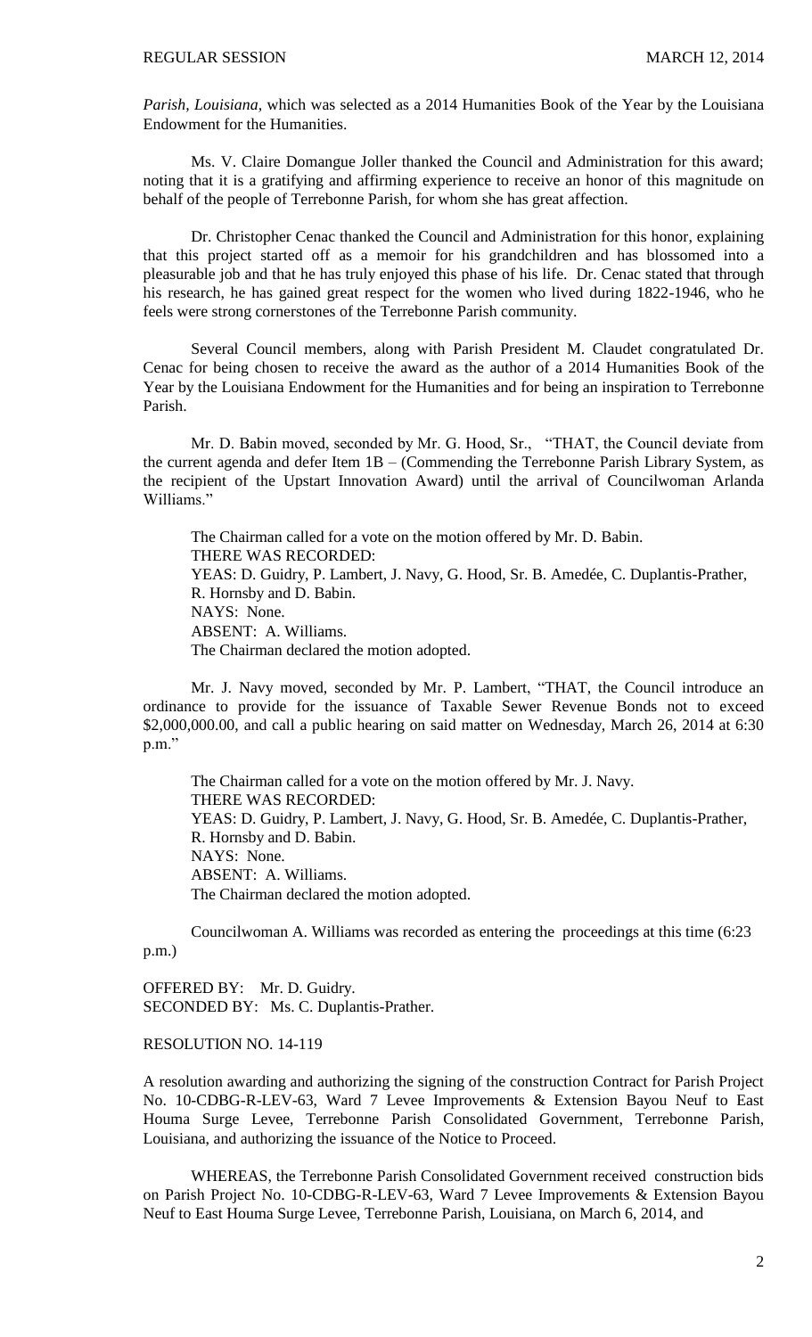*Parish, Louisiana*, which was selected as a 2014 Humanities Book of the Year by the Louisiana Endowment for the Humanities.

Ms. V. Claire Domangue Joller thanked the Council and Administration for this award; noting that it is a gratifying and affirming experience to receive an honor of this magnitude on behalf of the people of Terrebonne Parish, for whom she has great affection.

Dr. Christopher Cenac thanked the Council and Administration for this honor, explaining that this project started off as a memoir for his grandchildren and has blossomed into a pleasurable job and that he has truly enjoyed this phase of his life. Dr. Cenac stated that through his research, he has gained great respect for the women who lived during 1822-1946, who he feels were strong cornerstones of the Terrebonne Parish community.

Several Council members, along with Parish President M. Claudet congratulated Dr. Cenac for being chosen to receive the award as the author of a 2014 Humanities Book of the Year by the Louisiana Endowment for the Humanities and for being an inspiration to Terrebonne Parish.

Mr. D. Babin moved, seconded by Mr. G. Hood, Sr., "THAT, the Council deviate from the current agenda and defer Item 1B – (Commending the Terrebonne Parish Library System, as the recipient of the Upstart Innovation Award) until the arrival of Councilwoman Arlanda Williams."

The Chairman called for a vote on the motion offered by Mr. D. Babin.
THERE WAS RECORDED:
YEAS: D. Guidry, P. Lambert, J. Navy, G. Hood, Sr. B. Amedée, C. Duplantis-Prather, R. Hornsby and D. Babin.
NAYS: None.
ABSENT: A. Williams.
The Chairman declared the motion adopted.

Mr. J. Navy moved, seconded by Mr. P. Lambert, "THAT, the Council introduce an ordinance to provide for the issuance of Taxable Sewer Revenue Bonds not to exceed \$2,000,000.00, and call a public hearing on said matter on Wednesday, March 26, 2014 at 6:30 p.m."

The Chairman called for a vote on the motion offered by Mr. J. Navy.
THERE WAS RECORDED:
YEAS: D. Guidry, P. Lambert, J. Navy, G. Hood, Sr. B. Amedée, C. Duplantis-Prather, R. Hornsby and D. Babin.
NAYS: None.
ABSENT: A. Williams.
The Chairman declared the motion adopted.

Councilwoman A. Williams was recorded as entering the proceedings at this time (6:23 p.m.)

OFFERED BY: Mr. D. Guidry.
SECONDED BY: Ms. C. Duplantis-Prather.

RESOLUTION NO. 14-119

A resolution awarding and authorizing the signing of the construction Contract for Parish Project No. 10-CDBG-R-LEV-63, Ward 7 Levee Improvements & Extension Bayou Neuf to East Houma Surge Levee, Terrebonne Parish Consolidated Government, Terrebonne Parish, Louisiana, and authorizing the issuance of the Notice to Proceed.

WHEREAS, the Terrebonne Parish Consolidated Government received construction bids on Parish Project No. 10-CDBG-R-LEV-63, Ward 7 Levee Improvements & Extension Bayou Neuf to East Houma Surge Levee, Terrebonne Parish, Louisiana, on March 6, 2014, and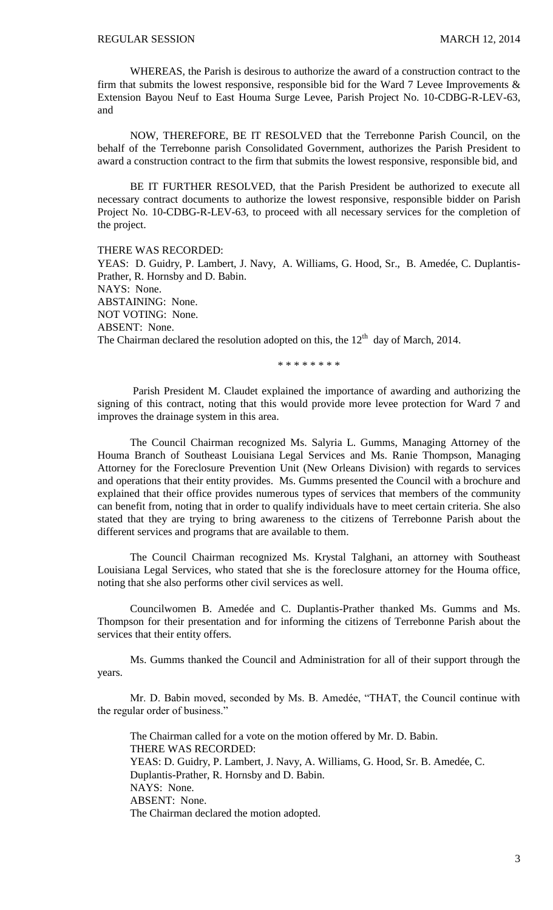WHEREAS, the Parish is desirous to authorize the award of a construction contract to the firm that submits the lowest responsive, responsible bid for the Ward 7 Levee Improvements & Extension Bayou Neuf to East Houma Surge Levee, Parish Project No. 10-CDBG-R-LEV-63, and

NOW, THEREFORE, BE IT RESOLVED that the Terrebonne Parish Council, on the behalf of the Terrebonne parish Consolidated Government, authorizes the Parish President to award a construction contract to the firm that submits the lowest responsive, responsible bid, and

BE IT FURTHER RESOLVED, that the Parish President be authorized to execute all necessary contract documents to authorize the lowest responsive, responsible bidder on Parish Project No. 10-CDBG-R-LEV-63, to proceed with all necessary services for the completion of the project.

THERE WAS RECORDED:
YEAS: D. Guidry, P. Lambert, J. Navy, A. Williams, G. Hood, Sr., B. Amedée, C. Duplantis-Prather, R. Hornsby and D. Babin.
NAYS: None.
ABSTAINING: None.
NOT VOTING: None.
ABSENT: None.
The Chairman declared the resolution adopted on this, the 12th day of March, 2014.

\* \* \* \* \* \* \* \*

Parish President M. Claudet explained the importance of awarding and authorizing the signing of this contract, noting that this would provide more levee protection for Ward 7 and improves the drainage system in this area.

The Council Chairman recognized Ms. Salyria L. Gumms, Managing Attorney of the Houma Branch of Southeast Louisiana Legal Services and Ms. Ranie Thompson, Managing Attorney for the Foreclosure Prevention Unit (New Orleans Division) with regards to services and operations that their entity provides. Ms. Gumms presented the Council with a brochure and explained that their office provides numerous types of services that members of the community can benefit from, noting that in order to qualify individuals have to meet certain criteria. She also stated that they are trying to bring awareness to the citizens of Terrebonne Parish about the different services and programs that are available to them.

The Council Chairman recognized Ms. Krystal Talghani, an attorney with Southeast Louisiana Legal Services, who stated that she is the foreclosure attorney for the Houma office, noting that she also performs other civil services as well.

Councilwomen B. Amedée and C. Duplantis-Prather thanked Ms. Gumms and Ms. Thompson for their presentation and for informing the citizens of Terrebonne Parish about the services that their entity offers.

Ms. Gumms thanked the Council and Administration for all of their support through the years.

Mr. D. Babin moved, seconded by Ms. B. Amedée, "THAT, the Council continue with the regular order of business."

The Chairman called for a vote on the motion offered by Mr. D. Babin.
THERE WAS RECORDED:
YEAS: D. Guidry, P. Lambert, J. Navy, A. Williams, G. Hood, Sr. B. Amedée, C. Duplantis-Prather, R. Hornsby and D. Babin.
NAYS: None.
ABSENT: None.
The Chairman declared the motion adopted.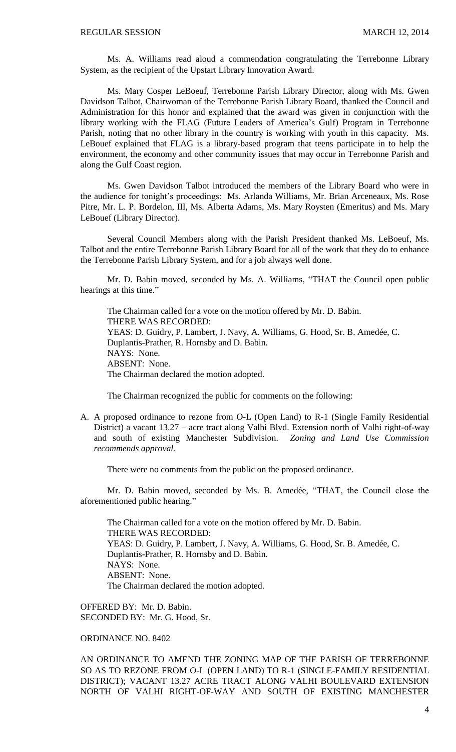Ms. A. Williams read aloud a commendation congratulating the Terrebonne Library System, as the recipient of the Upstart Library Innovation Award.

Ms. Mary Cosper LeBoeuf, Terrebonne Parish Library Director, along with Ms. Gwen Davidson Talbot, Chairwoman of the Terrebonne Parish Library Board, thanked the Council and Administration for this honor and explained that the award was given in conjunction with the library working with the FLAG (Future Leaders of America's Gulf) Program in Terrebonne Parish, noting that no other library in the country is working with youth in this capacity. Ms. LeBouef explained that FLAG is a library-based program that teens participate in to help the environment, the economy and other community issues that may occur in Terrebonne Parish and along the Gulf Coast region.

Ms. Gwen Davidson Talbot introduced the members of the Library Board who were in the audience for tonight's proceedings: Ms. Arlanda Williams, Mr. Brian Arceneaux, Ms. Rose Pitre, Mr. L. P. Bordelon, III, Ms. Alberta Adams, Ms. Mary Roysten (Emeritus) and Ms. Mary LeBouef (Library Director).

Several Council Members along with the Parish President thanked Ms. LeBoeuf, Ms. Talbot and the entire Terrebonne Parish Library Board for all of the work that they do to enhance the Terrebonne Parish Library System, and for a job always well done.

Mr. D. Babin moved, seconded by Ms. A. Williams, "THAT the Council open public hearings at this time."

The Chairman called for a vote on the motion offered by Mr. D. Babin.
THERE WAS RECORDED:
YEAS: D. Guidry, P. Lambert, J. Navy, A. Williams, G. Hood, Sr. B. Amedée, C. Duplantis-Prather, R. Hornsby and D. Babin.
NAYS: None.
ABSENT: None.
The Chairman declared the motion adopted.

The Chairman recognized the public for comments on the following:

A. A proposed ordinance to rezone from O-L (Open Land) to R-1 (Single Family Residential District) a vacant 13.27 – acre tract along Valhi Blvd. Extension north of Valhi right-of-way and south of existing Manchester Subdivision. *Zoning and Land Use Commission recommends approval.*

There were no comments from the public on the proposed ordinance.

Mr. D. Babin moved, seconded by Ms. B. Amedée, "THAT, the Council close the aforementioned public hearing."

The Chairman called for a vote on the motion offered by Mr. D. Babin.
THERE WAS RECORDED:
YEAS: D. Guidry, P. Lambert, J. Navy, A. Williams, G. Hood, Sr. B. Amedée, C. Duplantis-Prather, R. Hornsby and D. Babin.
NAYS: None.
ABSENT: None.
The Chairman declared the motion adopted.

OFFERED BY: Mr. D. Babin.
SECONDED BY: Mr. G. Hood, Sr.

ORDINANCE NO. 8402

AN ORDINANCE TO AMEND THE ZONING MAP OF THE PARISH OF TERREBONNE SO AS TO REZONE FROM O-L (OPEN LAND) TO R-1 (SINGLE-FAMILY RESIDENTIAL DISTRICT); VACANT 13.27 ACRE TRACT ALONG VALHI BOULEVARD EXTENSION NORTH OF VALHI RIGHT-OF-WAY AND SOUTH OF EXISTING MANCHESTER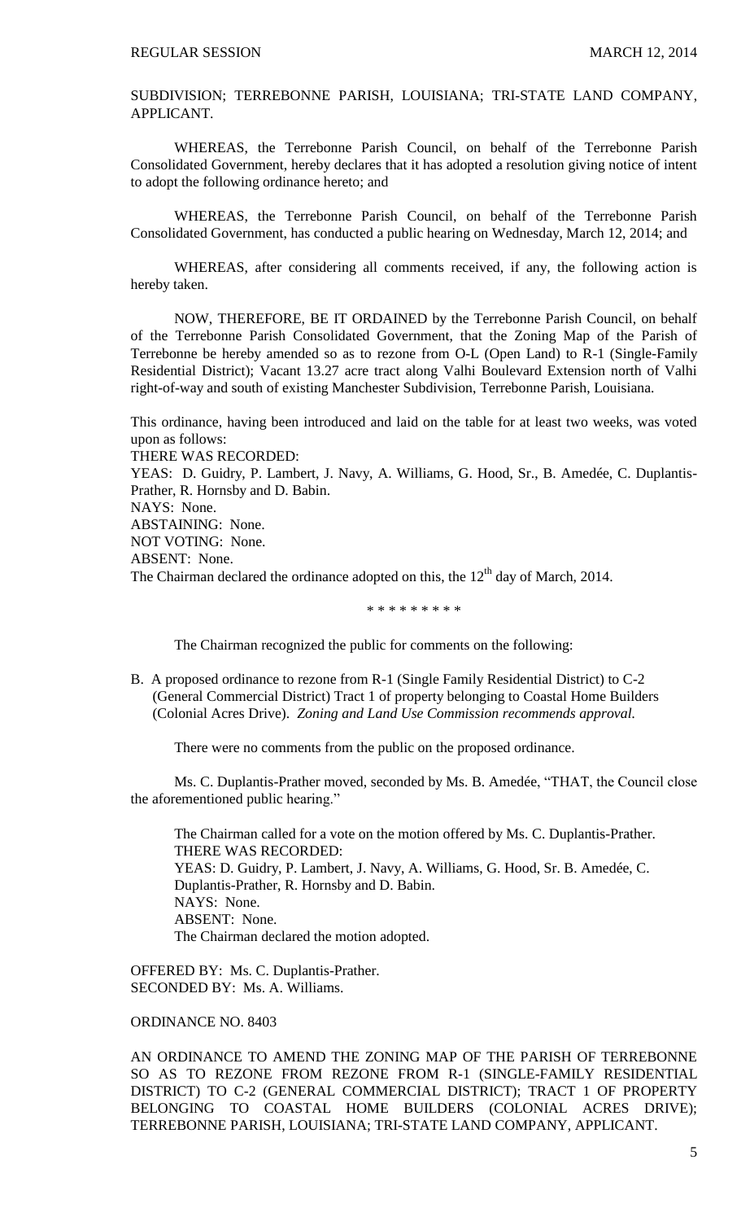SUBDIVISION; TERREBONNE PARISH, LOUISIANA; TRI-STATE LAND COMPANY, APPLICANT.

WHEREAS, the Terrebonne Parish Council, on behalf of the Terrebonne Parish Consolidated Government, hereby declares that it has adopted a resolution giving notice of intent to adopt the following ordinance hereto; and

WHEREAS, the Terrebonne Parish Council, on behalf of the Terrebonne Parish Consolidated Government, has conducted a public hearing on Wednesday, March 12, 2014; and

WHEREAS, after considering all comments received, if any, the following action is hereby taken.

NOW, THEREFORE, BE IT ORDAINED by the Terrebonne Parish Council, on behalf of the Terrebonne Parish Consolidated Government, that the Zoning Map of the Parish of Terrebonne be hereby amended so as to rezone from O-L (Open Land) to R-1 (Single-Family Residential District); Vacant 13.27 acre tract along Valhi Boulevard Extension north of Valhi right-of-way and south of existing Manchester Subdivision, Terrebonne Parish, Louisiana.

This ordinance, having been introduced and laid on the table for at least two weeks, was voted upon as follows:
THERE WAS RECORDED:
YEAS: D. Guidry, P. Lambert, J. Navy, A. Williams, G. Hood, Sr., B. Amedée, C. Duplantis-Prather, R. Hornsby and D. Babin.
NAYS: None.
ABSTAINING: None.
NOT VOTING: None.
ABSENT: None.
The Chairman declared the ordinance adopted on this, the 12th day of March, 2014.

\* \* \* \* \* \* \* \* \*

The Chairman recognized the public for comments on the following:

B. A proposed ordinance to rezone from R-1 (Single Family Residential District) to C-2 (General Commercial District) Tract 1 of property belonging to Coastal Home Builders (Colonial Acres Drive). *Zoning and Land Use Commission recommends approval.*

There were no comments from the public on the proposed ordinance.

Ms. C. Duplantis-Prather moved, seconded by Ms. B. Amedée, "THAT, the Council close the aforementioned public hearing."

The Chairman called for a vote on the motion offered by Ms. C. Duplantis-Prather.
THERE WAS RECORDED:
YEAS: D. Guidry, P. Lambert, J. Navy, A. Williams, G. Hood, Sr. B. Amedée, C. Duplantis-Prather, R. Hornsby and D. Babin.
NAYS: None.
ABSENT: None.
The Chairman declared the motion adopted.

OFFERED BY: Ms. C. Duplantis-Prather.
SECONDED BY: Ms. A. Williams.

ORDINANCE NO. 8403

AN ORDINANCE TO AMEND THE ZONING MAP OF THE PARISH OF TERREBONNE SO AS TO REZONE FROM REZONE FROM R-1 (SINGLE-FAMILY RESIDENTIAL DISTRICT) TO C-2 (GENERAL COMMERCIAL DISTRICT); TRACT 1 OF PROPERTY BELONGING TO COASTAL HOME BUILDERS (COLONIAL ACRES DRIVE); TERREBONNE PARISH, LOUISIANA; TRI-STATE LAND COMPANY, APPLICANT.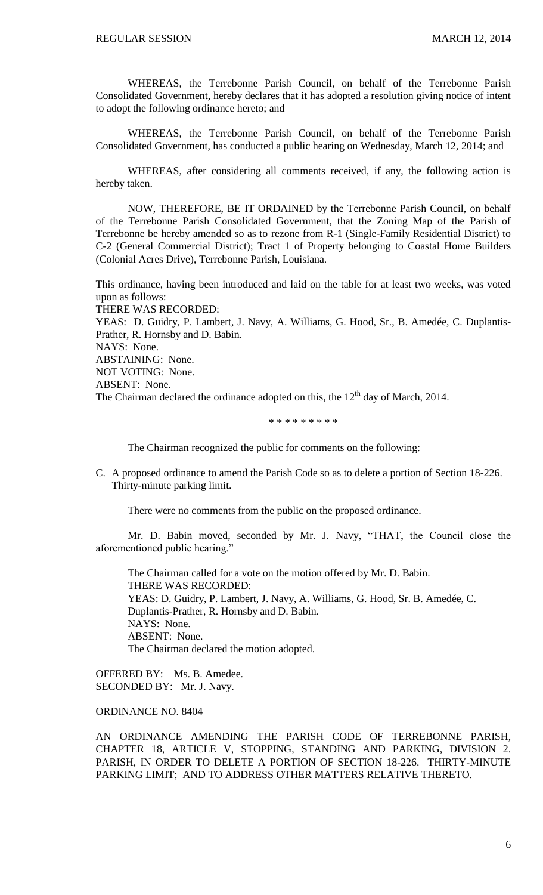WHEREAS, the Terrebonne Parish Council, on behalf of the Terrebonne Parish Consolidated Government, hereby declares that it has adopted a resolution giving notice of intent to adopt the following ordinance hereto; and

WHEREAS, the Terrebonne Parish Council, on behalf of the Terrebonne Parish Consolidated Government, has conducted a public hearing on Wednesday, March 12, 2014; and

WHEREAS, after considering all comments received, if any, the following action is hereby taken.

NOW, THEREFORE, BE IT ORDAINED by the Terrebonne Parish Council, on behalf of the Terrebonne Parish Consolidated Government, that the Zoning Map of the Parish of Terrebonne be hereby amended so as to rezone from R-1 (Single-Family Residential District) to C-2 (General Commercial District); Tract 1 of Property belonging to Coastal Home Builders (Colonial Acres Drive), Terrebonne Parish, Louisiana.

This ordinance, having been introduced and laid on the table for at least two weeks, was voted upon as follows:
THERE WAS RECORDED:
YEAS: D. Guidry, P. Lambert, J. Navy, A. Williams, G. Hood, Sr., B. Amedée, C. Duplantis-Prather, R. Hornsby and D. Babin.
NAYS: None.
ABSTAINING: None.
NOT VOTING: None.
ABSENT: None.
The Chairman declared the ordinance adopted on this, the 12th day of March, 2014.

\* \* \* \* \* \* \* \* \*

The Chairman recognized the public for comments on the following:

C. A proposed ordinance to amend the Parish Code so as to delete a portion of Section 18-226. Thirty-minute parking limit.

There were no comments from the public on the proposed ordinance.

Mr. D. Babin moved, seconded by Mr. J. Navy, "THAT, the Council close the aforementioned public hearing."

The Chairman called for a vote on the motion offered by Mr. D. Babin.
THERE WAS RECORDED:
YEAS: D. Guidry, P. Lambert, J. Navy, A. Williams, G. Hood, Sr. B. Amedée, C. Duplantis-Prather, R. Hornsby and D. Babin.
NAYS: None.
ABSENT: None.
The Chairman declared the motion adopted.

OFFERED BY: Ms. B. Amedee.
SECONDED BY: Mr. J. Navy.

ORDINANCE NO. 8404

AN ORDINANCE AMENDING THE PARISH CODE OF TERREBONNE PARISH, CHAPTER 18, ARTICLE V, STOPPING, STANDING AND PARKING, DIVISION 2. PARISH, IN ORDER TO DELETE A PORTION OF SECTION 18-226. THIRTY-MINUTE PARKING LIMIT; AND TO ADDRESS OTHER MATTERS RELATIVE THERETO.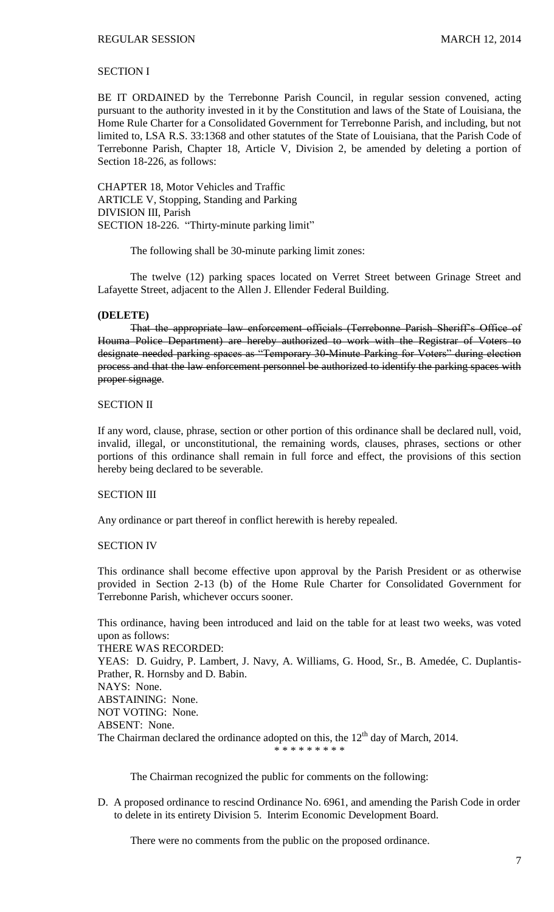SECTION I

BE IT ORDAINED by the Terrebonne Parish Council, in regular session convened, acting pursuant to the authority invested in it by the Constitution and laws of the State of Louisiana, the Home Rule Charter for a Consolidated Government for Terrebonne Parish, and including, but not limited to, LSA R.S. 33:1368 and other statutes of the State of Louisiana, that the Parish Code of Terrebonne Parish, Chapter 18, Article V, Division 2, be amended by deleting a portion of Section 18-226, as follows:

CHAPTER 18, Motor Vehicles and Traffic
ARTICLE V, Stopping, Standing and Parking
DIVISION III, Parish
SECTION 18-226. "Thirty-minute parking limit"

The following shall be 30-minute parking limit zones:

The twelve (12) parking spaces located on Verret Street between Grinage Street and Lafayette Street, adjacent to the Allen J. Ellender Federal Building.

**(DELETE)**

~~That the appropriate law enforcement officials (Terrebonne Parish Sheriff's Office of Houma Police Department) are hereby authorized to work with the Registrar of Voters to designate needed parking spaces as "Temporary 30-Minute Parking for Voters" during election process and that the law enforcement personnel be authorized to identify the parking spaces with proper signage~~.

SECTION II

If any word, clause, phrase, section or other portion of this ordinance shall be declared null, void, invalid, illegal, or unconstitutional, the remaining words, clauses, phrases, sections or other portions of this ordinance shall remain in full force and effect, the provisions of this section hereby being declared to be severable.

SECTION III

Any ordinance or part thereof in conflict herewith is hereby repealed.

SECTION IV

This ordinance shall become effective upon approval by the Parish President or as otherwise provided in Section 2-13 (b) of the Home Rule Charter for Consolidated Government for Terrebonne Parish, whichever occurs sooner.

This ordinance, having been introduced and laid on the table for at least two weeks, was voted upon as follows:
THERE WAS RECORDED:
YEAS: D. Guidry, P. Lambert, J. Navy, A. Williams, G. Hood, Sr., B. Amedée, C. Duplantis-Prather, R. Hornsby and D. Babin.
NAYS: None.
ABSTAINING: None.
NOT VOTING: None.
ABSENT: None.
The Chairman declared the ordinance adopted on this, the 12th day of March, 2014.

\* \* \* \* \* \* \* \* \*

The Chairman recognized the public for comments on the following:

D. A proposed ordinance to rescind Ordinance No. 6961, and amending the Parish Code in order to delete in its entirety Division 5. Interim Economic Development Board.

There were no comments from the public on the proposed ordinance.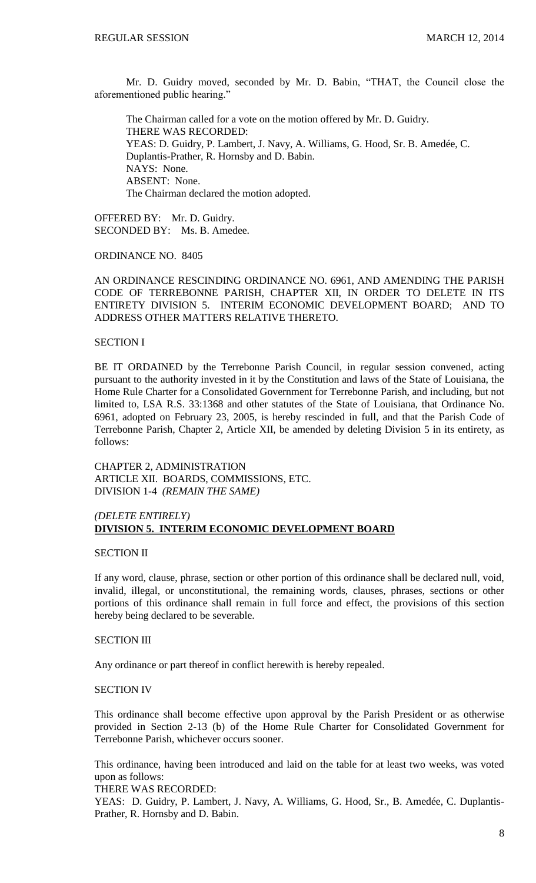Mr. D. Guidry moved, seconded by Mr. D. Babin, "THAT, the Council close the aforementioned public hearing."

The Chairman called for a vote on the motion offered by Mr. D. Guidry.
THERE WAS RECORDED:
YEAS: D. Guidry, P. Lambert, J. Navy, A. Williams, G. Hood, Sr. B. Amedée, C. Duplantis-Prather, R. Hornsby and D. Babin.
NAYS: None.
ABSENT: None.
The Chairman declared the motion adopted.

OFFERED BY: Mr. D. Guidry.
SECONDED BY: Ms. B. Amedee.

ORDINANCE NO. 8405

AN ORDINANCE RESCINDING ORDINANCE NO. 6961, AND AMENDING THE PARISH CODE OF TERREBONNE PARISH, CHAPTER XII, IN ORDER TO DELETE IN ITS ENTIRETY DIVISION 5. INTERIM ECONOMIC DEVELOPMENT BOARD; AND TO ADDRESS OTHER MATTERS RELATIVE THERETO.

SECTION I

BE IT ORDAINED by the Terrebonne Parish Council, in regular session convened, acting pursuant to the authority invested in it by the Constitution and laws of the State of Louisiana, the Home Rule Charter for a Consolidated Government for Terrebonne Parish, and including, but not limited to, LSA R.S. 33:1368 and other statutes of the State of Louisiana, that Ordinance No. 6961, adopted on February 23, 2005, is hereby rescinded in full, and that the Parish Code of Terrebonne Parish, Chapter 2, Article XII, be amended by deleting Division 5 in its entirety, as follows:

CHAPTER 2, ADMINISTRATION
ARTICLE XII. BOARDS, COMMISSIONS, ETC.
DIVISION 1-4 *(REMAIN THE SAME)*

*(DELETE ENTIRELY)*
**DIVISION 5. INTERIM ECONOMIC DEVELOPMENT BOARD**

SECTION II

If any word, clause, phrase, section or other portion of this ordinance shall be declared null, void, invalid, illegal, or unconstitutional, the remaining words, clauses, phrases, sections or other portions of this ordinance shall remain in full force and effect, the provisions of this section hereby being declared to be severable.

SECTION III

Any ordinance or part thereof in conflict herewith is hereby repealed.

SECTION IV

This ordinance shall become effective upon approval by the Parish President or as otherwise provided in Section 2-13 (b) of the Home Rule Charter for Consolidated Government for Terrebonne Parish, whichever occurs sooner.

This ordinance, having been introduced and laid on the table for at least two weeks, was voted upon as follows:
THERE WAS RECORDED:
YEAS: D. Guidry, P. Lambert, J. Navy, A. Williams, G. Hood, Sr., B. Amedée, C. Duplantis-Prather, R. Hornsby and D. Babin.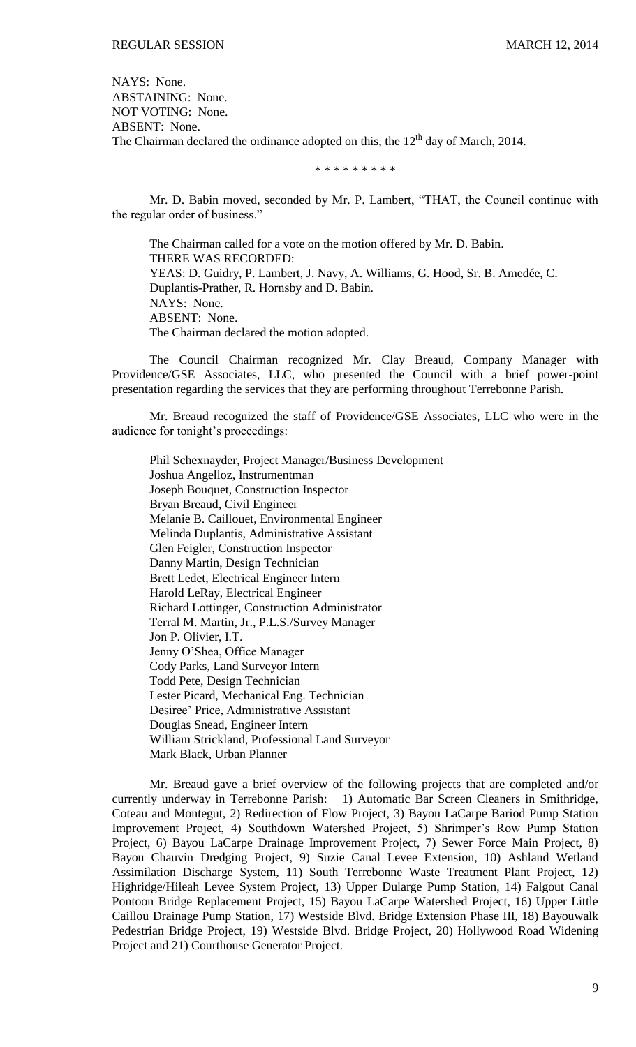NAYS: None.
ABSTAINING: None.
NOT VOTING: None.
ABSENT: None.
The Chairman declared the ordinance adopted on this, the 12th day of March, 2014.

\* \* \* \* \* \* \* \* \*

Mr. D. Babin moved, seconded by Mr. P. Lambert, "THAT, the Council continue with the regular order of business."

The Chairman called for a vote on the motion offered by Mr. D. Babin.
THERE WAS RECORDED:
YEAS: D. Guidry, P. Lambert, J. Navy, A. Williams, G. Hood, Sr. B. Amedée, C. Duplantis-Prather, R. Hornsby and D. Babin.
NAYS: None.
ABSENT: None.
The Chairman declared the motion adopted.

The Council Chairman recognized Mr. Clay Breaud, Company Manager with Providence/GSE Associates, LLC, who presented the Council with a brief power-point presentation regarding the services that they are performing throughout Terrebonne Parish.

Mr. Breaud recognized the staff of Providence/GSE Associates, LLC who were in the audience for tonight's proceedings:

Phil Schexnayder, Project Manager/Business Development
Joshua Angelloz, Instrumentman
Joseph Bouquet, Construction Inspector
Bryan Breaud, Civil Engineer
Melanie B. Caillouet, Environmental Engineer
Melinda Duplantis, Administrative Assistant
Glen Feigler, Construction Inspector
Danny Martin, Design Technician
Brett Ledet, Electrical Engineer Intern
Harold LeRay, Electrical Engineer
Richard Lottinger, Construction Administrator
Terral M. Martin, Jr., P.L.S./Survey Manager
Jon P. Olivier, I.T.
Jenny O'Shea, Office Manager
Cody Parks, Land Surveyor Intern
Todd Pete, Design Technician
Lester Picard, Mechanical Eng. Technician
Desiree' Price, Administrative Assistant
Douglas Snead, Engineer Intern
William Strickland, Professional Land Surveyor
Mark Black, Urban Planner

Mr. Breaud gave a brief overview of the following projects that are completed and/or currently underway in Terrebonne Parish: 1) Automatic Bar Screen Cleaners in Smithridge, Coteau and Montegut, 2) Redirection of Flow Project, 3) Bayou LaCarpe Bariod Pump Station Improvement Project, 4) Southdown Watershed Project, 5) Shrimper's Row Pump Station Project, 6) Bayou LaCarpe Drainage Improvement Project, 7) Sewer Force Main Project, 8) Bayou Chauvin Dredging Project, 9) Suzie Canal Levee Extension, 10) Ashland Wetland Assimilation Discharge System, 11) South Terrebonne Waste Treatment Plant Project, 12) Highridge/Hileah Levee System Project, 13) Upper Dularge Pump Station, 14) Falgout Canal Pontoon Bridge Replacement Project, 15) Bayou LaCarpe Watershed Project, 16) Upper Little Caillou Drainage Pump Station, 17) Westside Blvd. Bridge Extension Phase III, 18) Bayouwalk Pedestrian Bridge Project, 19) Westside Blvd. Bridge Project, 20) Hollywood Road Widening Project and 21) Courthouse Generator Project.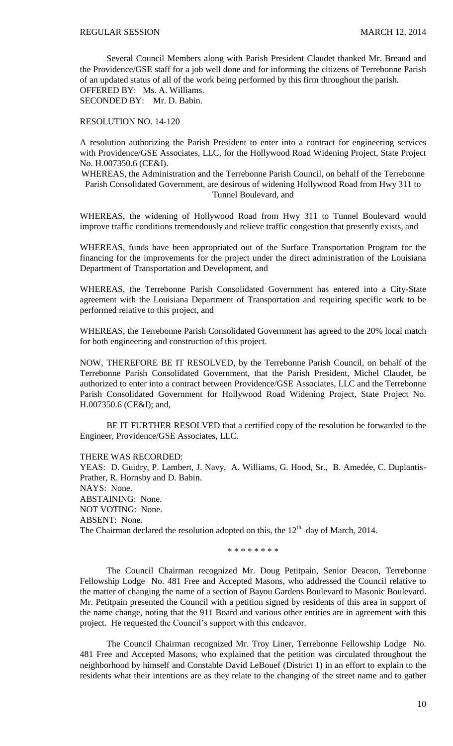Several Council Members along with Parish President Claudet thanked Mr. Breaud and the Providence/GSE staff for a job well done and for informing the citizens of Terrebonne Parish of an updated status of all of the work being performed by this firm throughout the parish.

OFFERED BY: Ms. A. Williams.
SECONDED BY: Mr. D. Babin.

RESOLUTION NO. 14-120

A resolution authorizing the Parish President to enter into a contract for engineering services with Providence/GSE Associates, LLC, for the Hollywood Road Widening Project, State Project No. H.007350.6 (CE&I).

WHEREAS, the Administration and the Terrebonne Parish Council, on behalf of the Terrebonne Parish Consolidated Government, are desirous of widening Hollywood Road from Hwy 311 to Tunnel Boulevard, and

WHEREAS, the widening of Hollywood Road from Hwy 311 to Tunnel Boulevard would improve traffic conditions tremendously and relieve traffic congestion that presently exists, and

WHEREAS, funds have been appropriated out of the Surface Transportation Program for the financing for the improvements for the project under the direct administration of the Louisiana Department of Transportation and Development, and

WHEREAS, the Terrebonne Parish Consolidated Government has entered into a City-State agreement with the Louisiana Department of Transportation and requiring specific work to be performed relative to this project, and

WHEREAS, the Terrebonne Parish Consolidated Government has agreed to the 20% local match for both engineering and construction of this project.

NOW, THEREFORE BE IT RESOLVED, by the Terrebonne Parish Council, on behalf of the Terrebonne Parish Consolidated Government, that the Parish President, Michel Claudet, be authorized to enter into a contract between Providence/GSE Associates, LLC and the Terrebonne Parish Consolidated Government for Hollywood Road Widening Project, State Project No. H.007350.6 (CE&I); and,

BE IT FURTHER RESOLVED that a certified copy of the resolution be forwarded to the Engineer, Providence/GSE Associates, LLC.

THERE WAS RECORDED:
YEAS: D. Guidry, P. Lambert, J. Navy, A. Williams, G. Hood, Sr., B. Amedée, C. Duplantis-Prather, R. Hornsby and D. Babin.
NAYS: None.
ABSTAINING: None.
NOT VOTING: None.
ABSENT: None.
The Chairman declared the resolution adopted on this, the 12th day of March, 2014.

\* \* \* \* \* \* \* \*

The Council Chairman recognized Mr. Doug Petitpain, Senior Deacon, Terrebonne Fellowship Lodge No. 481 Free and Accepted Masons, who addressed the Council relative to the matter of changing the name of a section of Bayou Gardens Boulevard to Masonic Boulevard. Mr. Petitpain presented the Council with a petition signed by residents of this area in support of the name change, noting that the 911 Board and various other entities are in agreement with this project. He requested the Council's support with this endeavor.

The Council Chairman recognized Mr. Troy Liner, Terrebonne Fellowship Lodge No. 481 Free and Accepted Masons, who explained that the petition was circulated throughout the neighborhood by himself and Constable David LeBouef (District 1) in an effort to explain to the residents what their intentions are as they relate to the changing of the street name and to gather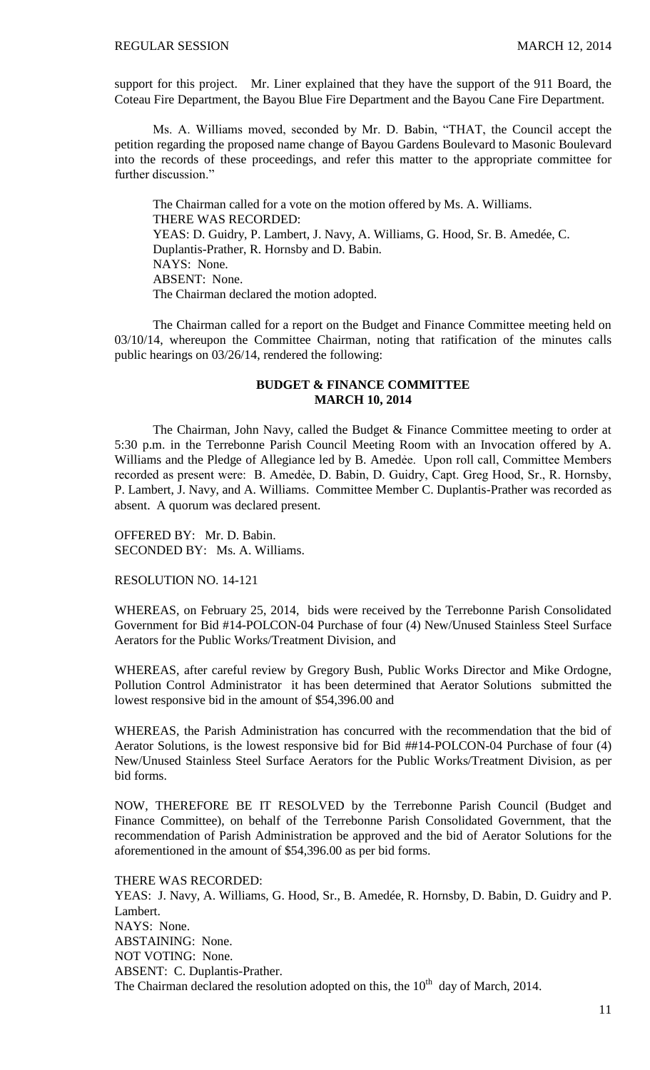support for this project. Mr. Liner explained that they have the support of the 911 Board, the Coteau Fire Department, the Bayou Blue Fire Department and the Bayou Cane Fire Department.

Ms. A. Williams moved, seconded by Mr. D. Babin, "THAT, the Council accept the petition regarding the proposed name change of Bayou Gardens Boulevard to Masonic Boulevard into the records of these proceedings, and refer this matter to the appropriate committee for further discussion."

The Chairman called for a vote on the motion offered by Ms. A. Williams.
THERE WAS RECORDED:
YEAS: D. Guidry, P. Lambert, J. Navy, A. Williams, G. Hood, Sr. B. Amedée, C. Duplantis-Prather, R. Hornsby and D. Babin.
NAYS: None.
ABSENT: None.
The Chairman declared the motion adopted.

The Chairman called for a report on the Budget and Finance Committee meeting held on 03/10/14, whereupon the Committee Chairman, noting that ratification of the minutes calls public hearings on 03/26/14, rendered the following:

## BUDGET & FINANCE COMMITTEE
## MARCH 10, 2014

The Chairman, John Navy, called the Budget & Finance Committee meeting to order at 5:30 p.m. in the Terrebonne Parish Council Meeting Room with an Invocation offered by A. Williams and the Pledge of Allegiance led by B. Amedèe. Upon roll call, Committee Members recorded as present were: B. Amedèe, D. Babin, D. Guidry, Capt. Greg Hood, Sr., R. Hornsby, P. Lambert, J. Navy, and A. Williams. Committee Member C. Duplantis-Prather was recorded as absent. A quorum was declared present.

OFFERED BY: Mr. D. Babin.
SECONDED BY: Ms. A. Williams.

RESOLUTION NO. 14-121

WHEREAS, on February 25, 2014, bids were received by the Terrebonne Parish Consolidated Government for Bid #14-POLCON-04 Purchase of four (4) New/Unused Stainless Steel Surface Aerators for the Public Works/Treatment Division, and

WHEREAS, after careful review by Gregory Bush, Public Works Director and Mike Ordogne, Pollution Control Administrator it has been determined that Aerator Solutions submitted the lowest responsive bid in the amount of $54,396.00 and

WHEREAS, the Parish Administration has concurred with the recommendation that the bid of Aerator Solutions, is the lowest responsive bid for Bid ##14-POLCON-04 Purchase of four (4) New/Unused Stainless Steel Surface Aerators for the Public Works/Treatment Division, as per bid forms.

NOW, THEREFORE BE IT RESOLVED by the Terrebonne Parish Council (Budget and Finance Committee), on behalf of the Terrebonne Parish Consolidated Government, that the recommendation of Parish Administration be approved and the bid of Aerator Solutions for the aforementioned in the amount of $54,396.00 as per bid forms.

THERE WAS RECORDED:
YEAS: J. Navy, A. Williams, G. Hood, Sr., B. Amedée, R. Hornsby, D. Babin, D. Guidry and P. Lambert.
NAYS: None.
ABSTAINING: None.
NOT VOTING: None.
ABSENT: C. Duplantis-Prather.
The Chairman declared the resolution adopted on this, the 10th day of March, 2014.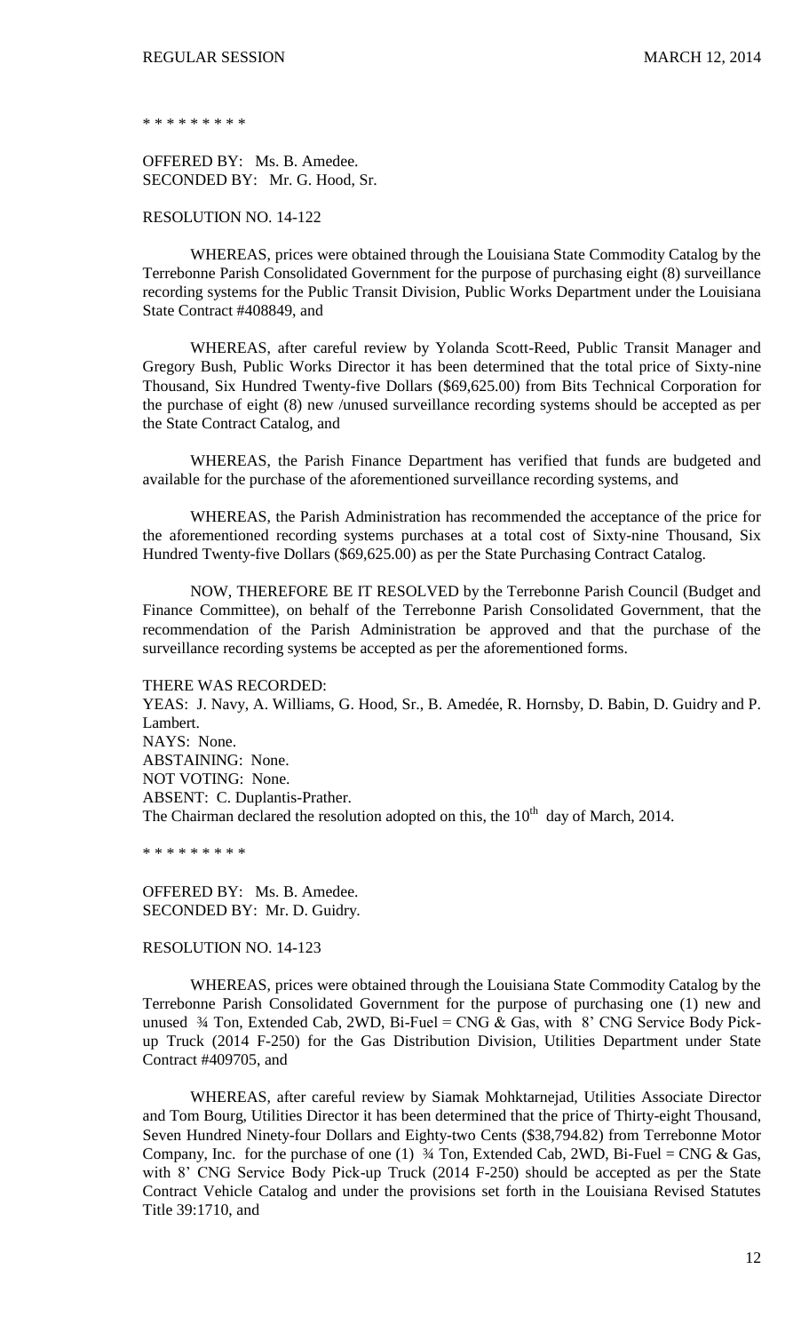\* \* \* \* \* \* \* \* \*

OFFERED BY: Ms. B. Amedee.
SECONDED BY: Mr. G. Hood, Sr.

RESOLUTION NO. 14-122

WHEREAS, prices were obtained through the Louisiana State Commodity Catalog by the Terrebonne Parish Consolidated Government for the purpose of purchasing eight (8) surveillance recording systems for the Public Transit Division, Public Works Department under the Louisiana State Contract #408849, and

WHEREAS, after careful review by Yolanda Scott-Reed, Public Transit Manager and Gregory Bush, Public Works Director it has been determined that the total price of Sixty-nine Thousand, Six Hundred Twenty-five Dollars ($69,625.00) from Bits Technical Corporation for the purchase of eight (8) new /unused surveillance recording systems should be accepted as per the State Contract Catalog, and

WHEREAS, the Parish Finance Department has verified that funds are budgeted and available for the purchase of the aforementioned surveillance recording systems, and

WHEREAS, the Parish Administration has recommended the acceptance of the price for the aforementioned recording systems purchases at a total cost of Sixty-nine Thousand, Six Hundred Twenty-five Dollars ($69,625.00) as per the State Purchasing Contract Catalog.

NOW, THEREFORE BE IT RESOLVED by the Terrebonne Parish Council (Budget and Finance Committee), on behalf of the Terrebonne Parish Consolidated Government, that the recommendation of the Parish Administration be approved and that the purchase of the surveillance recording systems be accepted as per the aforementioned forms.

THERE WAS RECORDED:
YEAS: J. Navy, A. Williams, G. Hood, Sr., B. Amedée, R. Hornsby, D. Babin, D. Guidry and P. Lambert.
NAYS: None.
ABSTAINING: None.
NOT VOTING: None.
ABSENT: C. Duplantis-Prather.
The Chairman declared the resolution adopted on this, the 10th day of March, 2014.

\* \* \* \* \* \* \* \* \*

OFFERED BY: Ms. B. Amedee.
SECONDED BY: Mr. D. Guidry.

RESOLUTION NO. 14-123

WHEREAS, prices were obtained through the Louisiana State Commodity Catalog by the Terrebonne Parish Consolidated Government for the purpose of purchasing one (1) new and unused ¾ Ton, Extended Cab, 2WD, Bi-Fuel = CNG & Gas, with 8' CNG Service Body Pick-up Truck (2014 F-250) for the Gas Distribution Division, Utilities Department under State Contract #409705, and

WHEREAS, after careful review by Siamak Mohktarnejad, Utilities Associate Director and Tom Bourg, Utilities Director it has been determined that the price of Thirty-eight Thousand, Seven Hundred Ninety-four Dollars and Eighty-two Cents ($38,794.82) from Terrebonne Motor Company, Inc. for the purchase of one (1) ¾ Ton, Extended Cab, 2WD, Bi-Fuel = CNG & Gas, with 8' CNG Service Body Pick-up Truck (2014 F-250) should be accepted as per the State Contract Vehicle Catalog and under the provisions set forth in the Louisiana Revised Statutes Title 39:1710, and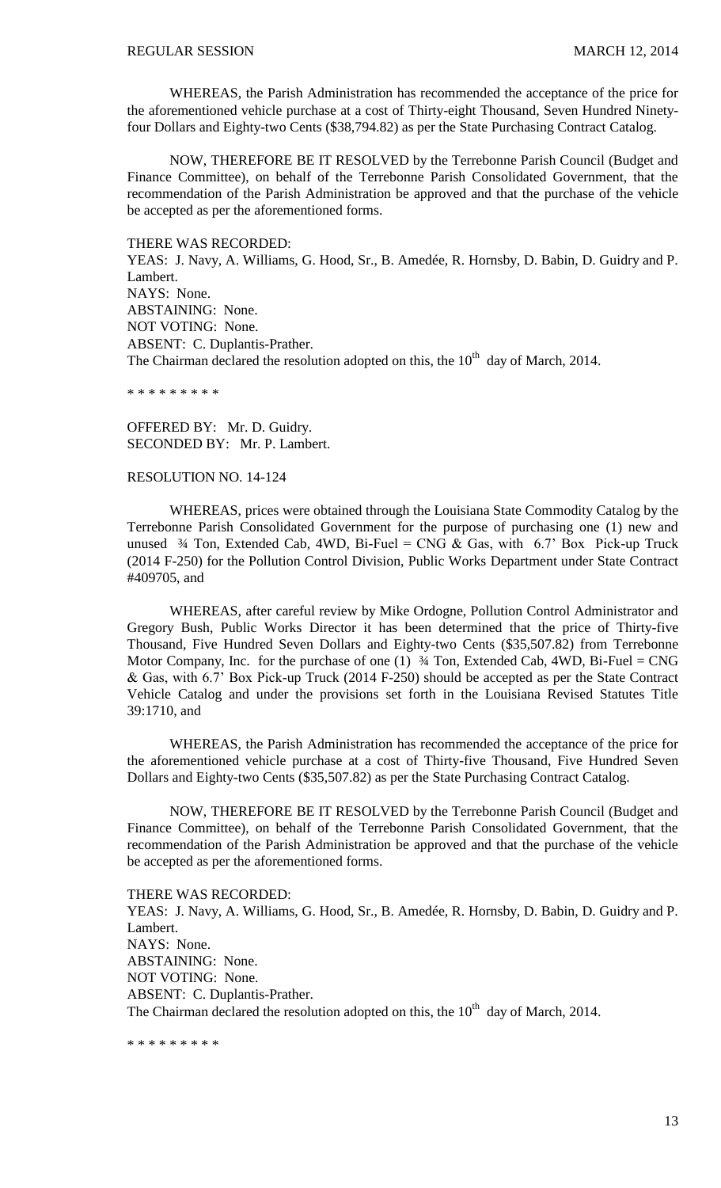WHEREAS, the Parish Administration has recommended the acceptance of the price for the aforementioned vehicle purchase at a cost of Thirty-eight Thousand, Seven Hundred Ninety-four Dollars and Eighty-two Cents ($38,794.82) as per the State Purchasing Contract Catalog.

NOW, THEREFORE BE IT RESOLVED by the Terrebonne Parish Council (Budget and Finance Committee), on behalf of the Terrebonne Parish Consolidated Government, that the recommendation of the Parish Administration be approved and that the purchase of the vehicle be accepted as per the aforementioned forms.

THERE WAS RECORDED:
YEAS: J. Navy, A. Williams, G. Hood, Sr., B. Amedée, R. Hornsby, D. Babin, D. Guidry and P. Lambert.
NAYS: None.
ABSTAINING: None.
NOT VOTING: None.
ABSENT: C. Duplantis-Prather.
The Chairman declared the resolution adopted on this, the 10th day of March, 2014.

\* \* \* \* \* \* \* \* \*

OFFERED BY: Mr. D. Guidry.
SECONDED BY: Mr. P. Lambert.

RESOLUTION NO. 14-124

WHEREAS, prices were obtained through the Louisiana State Commodity Catalog by the Terrebonne Parish Consolidated Government for the purpose of purchasing one (1) new and unused ¾ Ton, Extended Cab, 4WD, Bi-Fuel = CNG & Gas, with 6.7' Box Pick-up Truck (2014 F-250) for the Pollution Control Division, Public Works Department under State Contract #409705, and

WHEREAS, after careful review by Mike Ordogne, Pollution Control Administrator and Gregory Bush, Public Works Director it has been determined that the price of Thirty-five Thousand, Five Hundred Seven Dollars and Eighty-two Cents ($35,507.82) from Terrebonne Motor Company, Inc. for the purchase of one (1) ¾ Ton, Extended Cab, 4WD, Bi-Fuel = CNG & Gas, with 6.7' Box Pick-up Truck (2014 F-250) should be accepted as per the State Contract Vehicle Catalog and under the provisions set forth in the Louisiana Revised Statutes Title 39:1710, and

WHEREAS, the Parish Administration has recommended the acceptance of the price for the aforementioned vehicle purchase at a cost of Thirty-five Thousand, Five Hundred Seven Dollars and Eighty-two Cents ($35,507.82) as per the State Purchasing Contract Catalog.

NOW, THEREFORE BE IT RESOLVED by the Terrebonne Parish Council (Budget and Finance Committee), on behalf of the Terrebonne Parish Consolidated Government, that the recommendation of the Parish Administration be approved and that the purchase of the vehicle be accepted as per the aforementioned forms.

THERE WAS RECORDED:
YEAS: J. Navy, A. Williams, G. Hood, Sr., B. Amedée, R. Hornsby, D. Babin, D. Guidry and P. Lambert.
NAYS: None.
ABSTAINING: None.
NOT VOTING: None.
ABSENT: C. Duplantis-Prather.
The Chairman declared the resolution adopted on this, the 10th day of March, 2014.

\* \* \* \* \* \* \* \* \*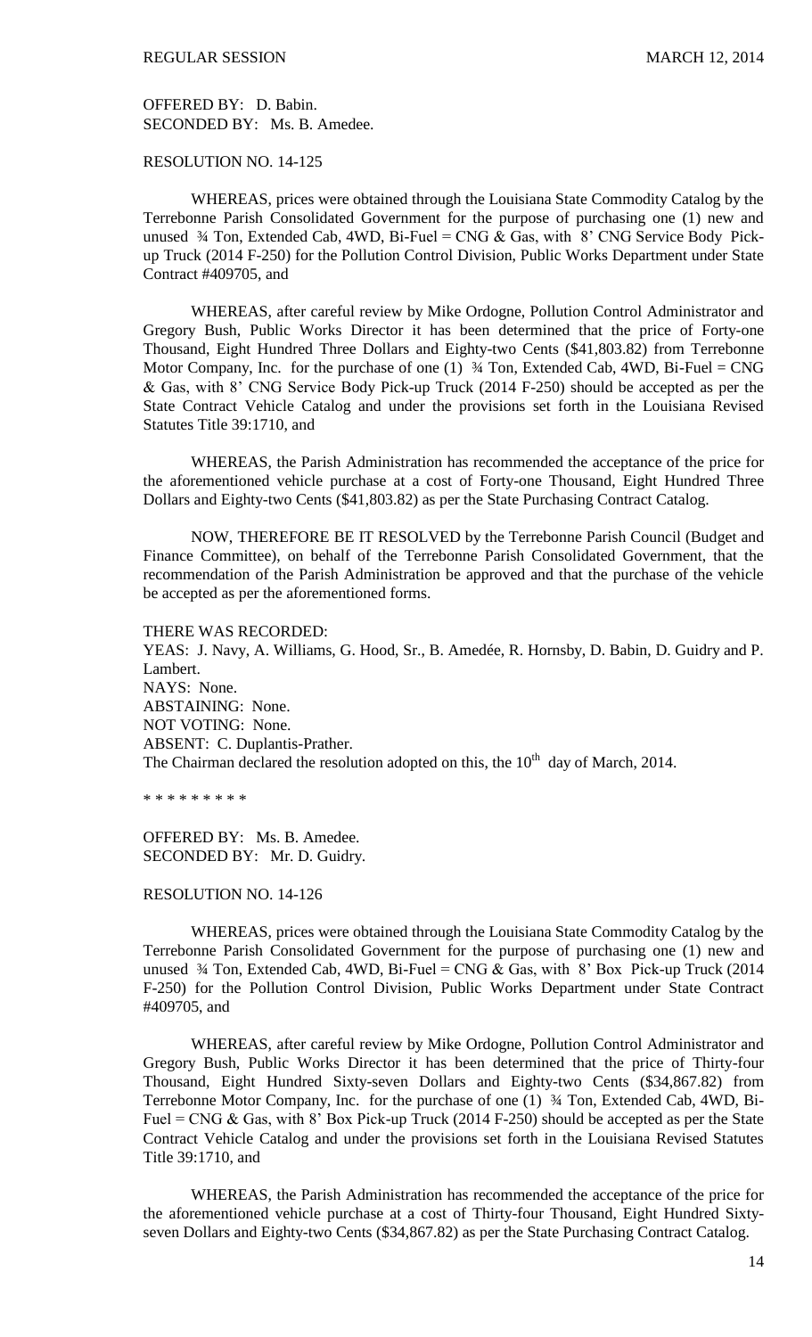OFFERED BY: D. Babin.
SECONDED BY: Ms. B. Amedee.

RESOLUTION NO. 14-125

WHEREAS, prices were obtained through the Louisiana State Commodity Catalog by the Terrebonne Parish Consolidated Government for the purpose of purchasing one (1) new and unused ¾ Ton, Extended Cab, 4WD, Bi-Fuel = CNG & Gas, with 8' CNG Service Body Pick-up Truck (2014 F-250) for the Pollution Control Division, Public Works Department under State Contract #409705, and

WHEREAS, after careful review by Mike Ordogne, Pollution Control Administrator and Gregory Bush, Public Works Director it has been determined that the price of Forty-one Thousand, Eight Hundred Three Dollars and Eighty-two Cents ($41,803.82) from Terrebonne Motor Company, Inc. for the purchase of one (1) ¾ Ton, Extended Cab, 4WD, Bi-Fuel = CNG & Gas, with 8' CNG Service Body Pick-up Truck (2014 F-250) should be accepted as per the State Contract Vehicle Catalog and under the provisions set forth in the Louisiana Revised Statutes Title 39:1710, and

WHEREAS, the Parish Administration has recommended the acceptance of the price for the aforementioned vehicle purchase at a cost of Forty-one Thousand, Eight Hundred Three Dollars and Eighty-two Cents ($41,803.82) as per the State Purchasing Contract Catalog.

NOW, THEREFORE BE IT RESOLVED by the Terrebonne Parish Council (Budget and Finance Committee), on behalf of the Terrebonne Parish Consolidated Government, that the recommendation of the Parish Administration be approved and that the purchase of the vehicle be accepted as per the aforementioned forms.

THERE WAS RECORDED:
YEAS: J. Navy, A. Williams, G. Hood, Sr., B. Amedée, R. Hornsby, D. Babin, D. Guidry and P. Lambert.
NAYS: None.
ABSTAINING: None.
NOT VOTING: None.
ABSENT: C. Duplantis-Prather.
The Chairman declared the resolution adopted on this, the 10th day of March, 2014.

\* \* \* \* \* \* \* \* \*

OFFERED BY: Ms. B. Amedee.
SECONDED BY: Mr. D. Guidry.

RESOLUTION NO. 14-126

WHEREAS, prices were obtained through the Louisiana State Commodity Catalog by the Terrebonne Parish Consolidated Government for the purpose of purchasing one (1) new and unused ¾ Ton, Extended Cab, 4WD, Bi-Fuel = CNG & Gas, with 8' Box Pick-up Truck (2014 F-250) for the Pollution Control Division, Public Works Department under State Contract #409705, and

WHEREAS, after careful review by Mike Ordogne, Pollution Control Administrator and Gregory Bush, Public Works Director it has been determined that the price of Thirty-four Thousand, Eight Hundred Sixty-seven Dollars and Eighty-two Cents ($34,867.82) from Terrebonne Motor Company, Inc. for the purchase of one (1) ¾ Ton, Extended Cab, 4WD, Bi-Fuel = CNG & Gas, with 8' Box Pick-up Truck (2014 F-250) should be accepted as per the State Contract Vehicle Catalog and under the provisions set forth in the Louisiana Revised Statutes Title 39:1710, and

WHEREAS, the Parish Administration has recommended the acceptance of the price for the aforementioned vehicle purchase at a cost of Thirty-four Thousand, Eight Hundred Sixty-seven Dollars and Eighty-two Cents ($34,867.82) as per the State Purchasing Contract Catalog.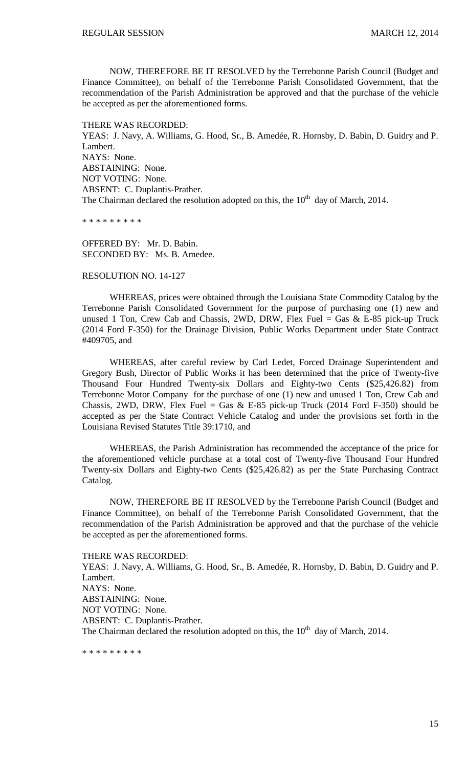NOW, THEREFORE BE IT RESOLVED by the Terrebonne Parish Council (Budget and Finance Committee), on behalf of the Terrebonne Parish Consolidated Government, that the recommendation of the Parish Administration be approved and that the purchase of the vehicle be accepted as per the aforementioned forms.

THERE WAS RECORDED:
YEAS: J. Navy, A. Williams, G. Hood, Sr., B. Amedée, R. Hornsby, D. Babin, D. Guidry and P. Lambert.
NAYS: None.
ABSTAINING: None.
NOT VOTING: None.
ABSENT: C. Duplantis-Prather.
The Chairman declared the resolution adopted on this, the 10th day of March, 2014.

* * * * * * * * *

OFFERED BY: Mr. D. Babin.
SECONDED BY: Ms. B. Amedee.

RESOLUTION NO. 14-127

WHEREAS, prices were obtained through the Louisiana State Commodity Catalog by the Terrebonne Parish Consolidated Government for the purpose of purchasing one (1) new and unused 1 Ton, Crew Cab and Chassis, 2WD, DRW, Flex Fuel = Gas & E-85 pick-up Truck (2014 Ford F-350) for the Drainage Division, Public Works Department under State Contract #409705, and

WHEREAS, after careful review by Carl Ledet, Forced Drainage Superintendent and Gregory Bush, Director of Public Works it has been determined that the price of Twenty-five Thousand Four Hundred Twenty-six Dollars and Eighty-two Cents ($25,426.82) from Terrebonne Motor Company for the purchase of one (1) new and unused 1 Ton, Crew Cab and Chassis, 2WD, DRW, Flex Fuel = Gas & E-85 pick-up Truck (2014 Ford F-350) should be accepted as per the State Contract Vehicle Catalog and under the provisions set forth in the Louisiana Revised Statutes Title 39:1710, and

WHEREAS, the Parish Administration has recommended the acceptance of the price for the aforementioned vehicle purchase at a total cost of Twenty-five Thousand Four Hundred Twenty-six Dollars and Eighty-two Cents ($25,426.82) as per the State Purchasing Contract Catalog.

NOW, THEREFORE BE IT RESOLVED by the Terrebonne Parish Council (Budget and Finance Committee), on behalf of the Terrebonne Parish Consolidated Government, that the recommendation of the Parish Administration be approved and that the purchase of the vehicle be accepted as per the aforementioned forms.

THERE WAS RECORDED:
YEAS: J. Navy, A. Williams, G. Hood, Sr., B. Amedée, R. Hornsby, D. Babin, D. Guidry and P. Lambert.
NAYS: None.
ABSTAINING: None.
NOT VOTING: None.
ABSENT: C. Duplantis-Prather.
The Chairman declared the resolution adopted on this, the 10th day of March, 2014.

* * * * * * * * *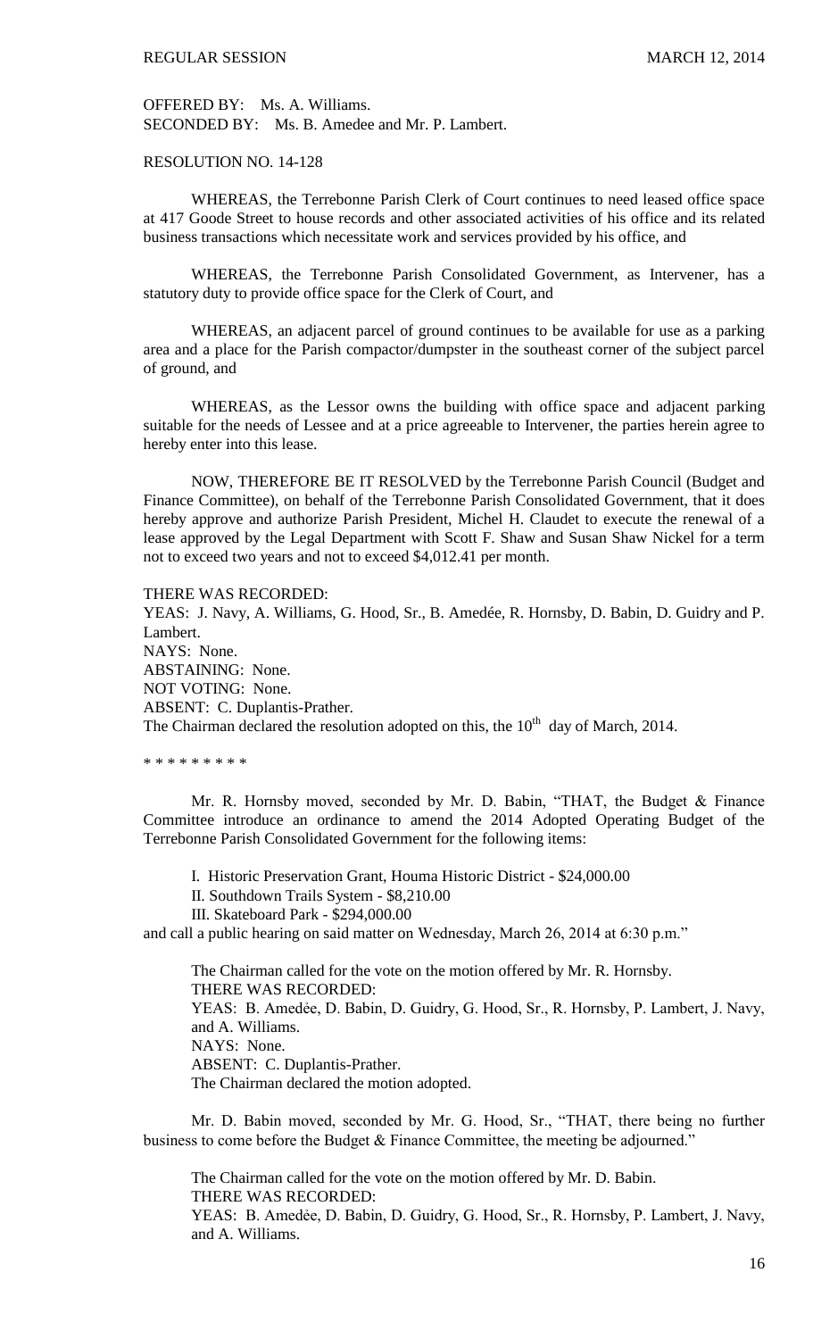OFFERED BY: Ms. A. Williams.
SECONDED BY: Ms. B. Amedee and Mr. P. Lambert.

RESOLUTION NO. 14-128

WHEREAS, the Terrebonne Parish Clerk of Court continues to need leased office space at 417 Goode Street to house records and other associated activities of his office and its related business transactions which necessitate work and services provided by his office, and

WHEREAS, the Terrebonne Parish Consolidated Government, as Intervener, has a statutory duty to provide office space for the Clerk of Court, and

WHEREAS, an adjacent parcel of ground continues to be available for use as a parking area and a place for the Parish compactor/dumpster in the southeast corner of the subject parcel of ground, and

WHEREAS, as the Lessor owns the building with office space and adjacent parking suitable for the needs of Lessee and at a price agreeable to Intervener, the parties herein agree to hereby enter into this lease.

NOW, THEREFORE BE IT RESOLVED by the Terrebonne Parish Council (Budget and Finance Committee), on behalf of the Terrebonne Parish Consolidated Government, that it does hereby approve and authorize Parish President, Michel H. Claudet to execute the renewal of a lease approved by the Legal Department with Scott F. Shaw and Susan Shaw Nickel for a term not to exceed two years and not to exceed $4,012.41 per month.

THERE WAS RECORDED:
YEAS: J. Navy, A. Williams, G. Hood, Sr., B. Amedée, R. Hornsby, D. Babin, D. Guidry and P. Lambert.
NAYS: None.
ABSTAINING: None.
NOT VOTING: None.
ABSENT: C. Duplantis-Prather.
The Chairman declared the resolution adopted on this, the 10th day of March, 2014.

* * * * * * * * *

Mr. R. Hornsby moved, seconded by Mr. D. Babin, "THAT, the Budget & Finance Committee introduce an ordinance to amend the 2014 Adopted Operating Budget of the Terrebonne Parish Consolidated Government for the following items:

I. Historic Preservation Grant, Houma Historic District - $24,000.00
II. Southdown Trails System - $8,210.00
III. Skateboard Park - $294,000.00

and call a public hearing on said matter on Wednesday, March 26, 2014 at 6:30 p.m."

The Chairman called for the vote on the motion offered by Mr. R. Hornsby.
THERE WAS RECORDED:
YEAS: B. Amedèe, D. Babin, D. Guidry, G. Hood, Sr., R. Hornsby, P. Lambert, J. Navy, and A. Williams.
NAYS: None.
ABSENT: C. Duplantis-Prather.
The Chairman declared the motion adopted.

Mr. D. Babin moved, seconded by Mr. G. Hood, Sr., "THAT, there being no further business to come before the Budget & Finance Committee, the meeting be adjourned."

The Chairman called for the vote on the motion offered by Mr. D. Babin.
THERE WAS RECORDED:
YEAS: B. Amedèe, D. Babin, D. Guidry, G. Hood, Sr., R. Hornsby, P. Lambert, J. Navy, and A. Williams.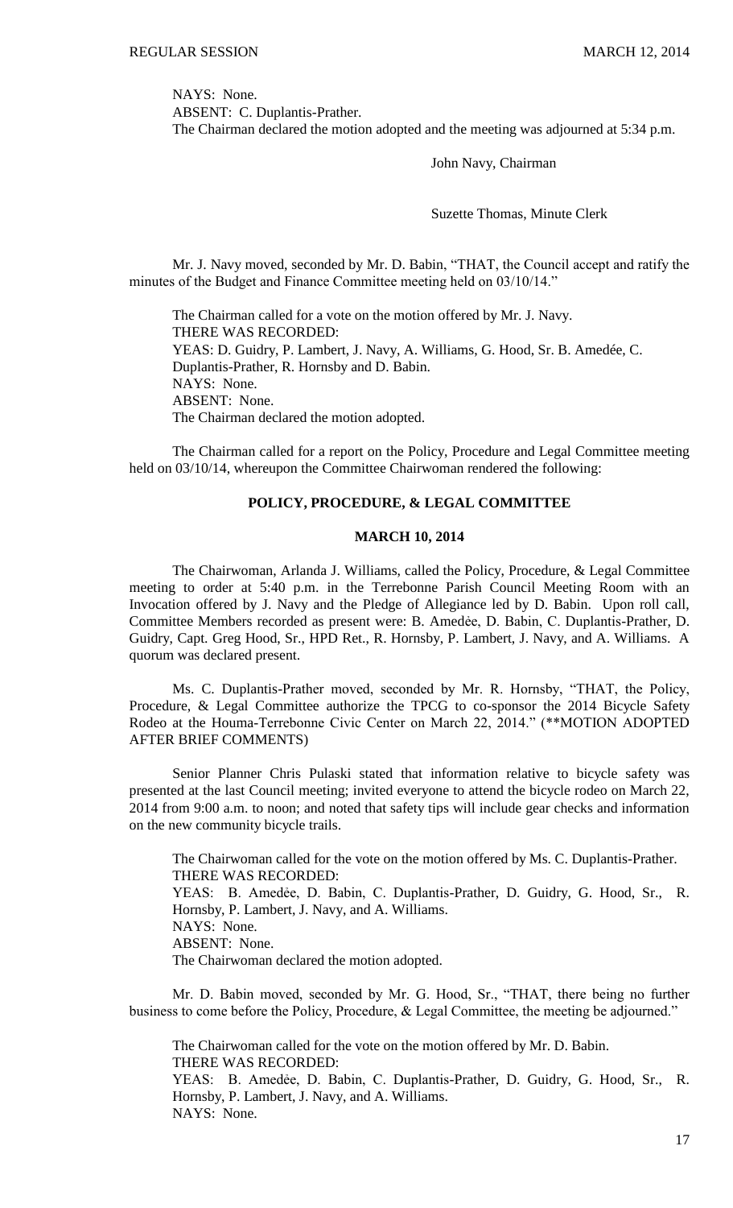NAYS: None.
ABSENT: C. Duplantis-Prather.
The Chairman declared the motion adopted and the meeting was adjourned at 5:34 p.m.

John Navy, Chairman

Suzette Thomas, Minute Clerk

Mr. J. Navy moved, seconded by Mr. D. Babin, "THAT, the Council accept and ratify the minutes of the Budget and Finance Committee meeting held on 03/10/14."

The Chairman called for a vote on the motion offered by Mr. J. Navy.
THERE WAS RECORDED:
YEAS: D. Guidry, P. Lambert, J. Navy, A. Williams, G. Hood, Sr. B. Amedée, C. Duplantis-Prather, R. Hornsby and D. Babin.
NAYS: None.
ABSENT: None.
The Chairman declared the motion adopted.

The Chairman called for a report on the Policy, Procedure and Legal Committee meeting held on 03/10/14, whereupon the Committee Chairwoman rendered the following:

## POLICY, PROCEDURE, & LEGAL COMMITTEE

### MARCH 10, 2014

The Chairwoman, Arlanda J. Williams, called the Policy, Procedure, & Legal Committee meeting to order at 5:40 p.m. in the Terrebonne Parish Council Meeting Room with an Invocation offered by J. Navy and the Pledge of Allegiance led by D. Babin. Upon roll call, Committee Members recorded as present were: B. Amedẻe, D. Babin, C. Duplantis-Prather, D. Guidry, Capt. Greg Hood, Sr., HPD Ret., R. Hornsby, P. Lambert, J. Navy, and A. Williams. A quorum was declared present.

Ms. C. Duplantis-Prather moved, seconded by Mr. R. Hornsby, "THAT, the Policy, Procedure, & Legal Committee authorize the TPCG to co-sponsor the 2014 Bicycle Safety Rodeo at the Houma-Terrebonne Civic Center on March 22, 2014." (**MOTION ADOPTED AFTER BRIEF COMMENTS)

Senior Planner Chris Pulaski stated that information relative to bicycle safety was presented at the last Council meeting; invited everyone to attend the bicycle rodeo on March 22, 2014 from 9:00 a.m. to noon; and noted that safety tips will include gear checks and information on the new community bicycle trails.

The Chairwoman called for the vote on the motion offered by Ms. C. Duplantis-Prather.
THERE WAS RECORDED:
YEAS: B. Amedẻe, D. Babin, C. Duplantis-Prather, D. Guidry, G. Hood, Sr., R. Hornsby, P. Lambert, J. Navy, and A. Williams.
NAYS: None.
ABSENT: None.
The Chairwoman declared the motion adopted.

Mr. D. Babin moved, seconded by Mr. G. Hood, Sr., "THAT, there being no further business to come before the Policy, Procedure, & Legal Committee, the meeting be adjourned."

The Chairwoman called for the vote on the motion offered by Mr. D. Babin.
THERE WAS RECORDED:
YEAS: B. Amedẻe, D. Babin, C. Duplantis-Prather, D. Guidry, G. Hood, Sr., R. Hornsby, P. Lambert, J. Navy, and A. Williams.
NAYS: None.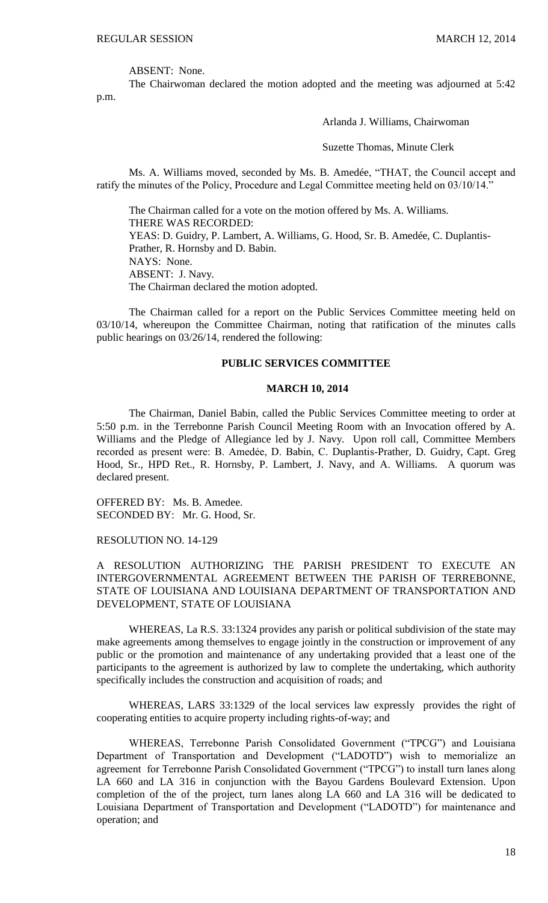ABSENT: None.

The Chairwoman declared the motion adopted and the meeting was adjourned at 5:42 p.m.

Arlanda J. Williams, Chairwoman

Suzette Thomas, Minute Clerk

Ms. A. Williams moved, seconded by Ms. B. Amedée, "THAT, the Council accept and ratify the minutes of the Policy, Procedure and Legal Committee meeting held on 03/10/14."

The Chairman called for a vote on the motion offered by Ms. A. Williams.
THERE WAS RECORDED:
YEAS: D. Guidry, P. Lambert, A. Williams, G. Hood, Sr. B. Amedée, C. Duplantis-Prather, R. Hornsby and D. Babin.
NAYS: None.
ABSENT: J. Navy.
The Chairman declared the motion adopted.

The Chairman called for a report on the Public Services Committee meeting held on 03/10/14, whereupon the Committee Chairman, noting that ratification of the minutes calls public hearings on 03/26/14, rendered the following:

## PUBLIC SERVICES COMMITTEE

### MARCH 10, 2014

The Chairman, Daniel Babin, called the Public Services Committee meeting to order at 5:50 p.m. in the Terrebonne Parish Council Meeting Room with an Invocation offered by A. Williams and the Pledge of Allegiance led by J. Navy. Upon roll call, Committee Members recorded as present were: B. Amedèe, D. Babin, C. Duplantis-Prather, D. Guidry, Capt. Greg Hood, Sr., HPD Ret., R. Hornsby, P. Lambert, J. Navy, and A. Williams. A quorum was declared present.

OFFERED BY: Ms. B. Amedee.
SECONDED BY: Mr. G. Hood, Sr.

RESOLUTION NO. 14-129

A RESOLUTION AUTHORIZING THE PARISH PRESIDENT TO EXECUTE AN INTERGOVERNMENTAL AGREEMENT BETWEEN THE PARISH OF TERREBONNE, STATE OF LOUISIANA AND LOUISIANA DEPARTMENT OF TRANSPORTATION AND DEVELOPMENT, STATE OF LOUISIANA

WHEREAS, La R.S. 33:1324 provides any parish or political subdivision of the state may make agreements among themselves to engage jointly in the construction or improvement of any public or the promotion and maintenance of any undertaking provided that a least one of the participants to the agreement is authorized by law to complete the undertaking, which authority specifically includes the construction and acquisition of roads; and

WHEREAS, LARS 33:1329 of the local services law expressly provides the right of cooperating entities to acquire property including rights-of-way; and

WHEREAS, Terrebonne Parish Consolidated Government ("TPCG") and Louisiana Department of Transportation and Development ("LADOTD") wish to memorialize an agreement for Terrebonne Parish Consolidated Government ("TPCG") to install turn lanes along LA 660 and LA 316 in conjunction with the Bayou Gardens Boulevard Extension. Upon completion of the of the project, turn lanes along LA 660 and LA 316 will be dedicated to Louisiana Department of Transportation and Development ("LADOTD") for maintenance and operation; and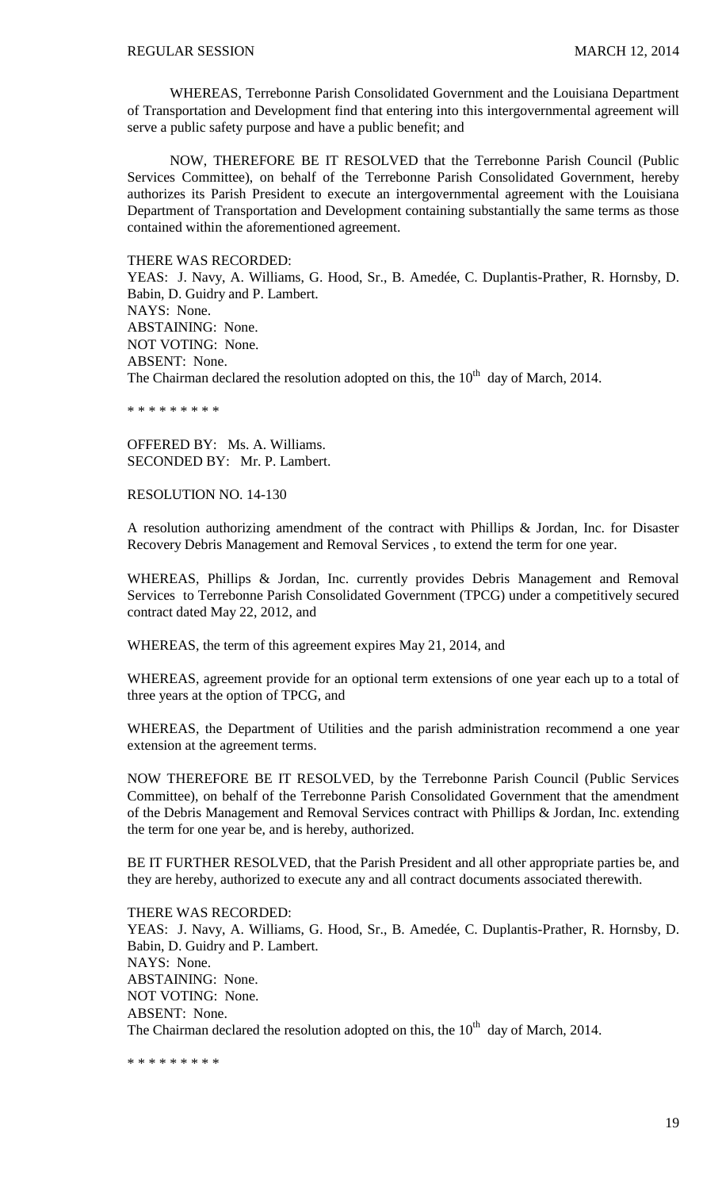WHEREAS, Terrebonne Parish Consolidated Government and the Louisiana Department of Transportation and Development find that entering into this intergovernmental agreement will serve a public safety purpose and have a public benefit; and

NOW, THEREFORE BE IT RESOLVED that the Terrebonne Parish Council (Public Services Committee), on behalf of the Terrebonne Parish Consolidated Government, hereby authorizes its Parish President to execute an intergovernmental agreement with the Louisiana Department of Transportation and Development containing substantially the same terms as those contained within the aforementioned agreement.

THERE WAS RECORDED:
YEAS: J. Navy, A. Williams, G. Hood, Sr., B. Amedée, C. Duplantis-Prather, R. Hornsby, D. Babin, D. Guidry and P. Lambert.
NAYS: None.
ABSTAINING: None.
NOT VOTING: None.
ABSENT: None.
The Chairman declared the resolution adopted on this, the 10th day of March, 2014.

\* \* \* \* \* \* \* \* \*

OFFERED BY: Ms. A. Williams.
SECONDED BY: Mr. P. Lambert.

RESOLUTION NO. 14-130

A resolution authorizing amendment of the contract with Phillips & Jordan, Inc. for Disaster Recovery Debris Management and Removal Services , to extend the term for one year.

WHEREAS, Phillips & Jordan, Inc. currently provides Debris Management and Removal Services to Terrebonne Parish Consolidated Government (TPCG) under a competitively secured contract dated May 22, 2012, and

WHEREAS, the term of this agreement expires May 21, 2014, and

WHEREAS, agreement provide for an optional term extensions of one year each up to a total of three years at the option of TPCG, and

WHEREAS, the Department of Utilities and the parish administration recommend a one year extension at the agreement terms.

NOW THEREFORE BE IT RESOLVED, by the Terrebonne Parish Council (Public Services Committee), on behalf of the Terrebonne Parish Consolidated Government that the amendment of the Debris Management and Removal Services contract with Phillips & Jordan, Inc. extending the term for one year be, and is hereby, authorized.

BE IT FURTHER RESOLVED, that the Parish President and all other appropriate parties be, and they are hereby, authorized to execute any and all contract documents associated therewith.

THERE WAS RECORDED:
YEAS: J. Navy, A. Williams, G. Hood, Sr., B. Amedée, C. Duplantis-Prather, R. Hornsby, D. Babin, D. Guidry and P. Lambert.
NAYS: None.
ABSTAINING: None.
NOT VOTING: None.
ABSENT: None.
The Chairman declared the resolution adopted on this, the 10th day of March, 2014.

\* \* \* \* \* \* \* \* \*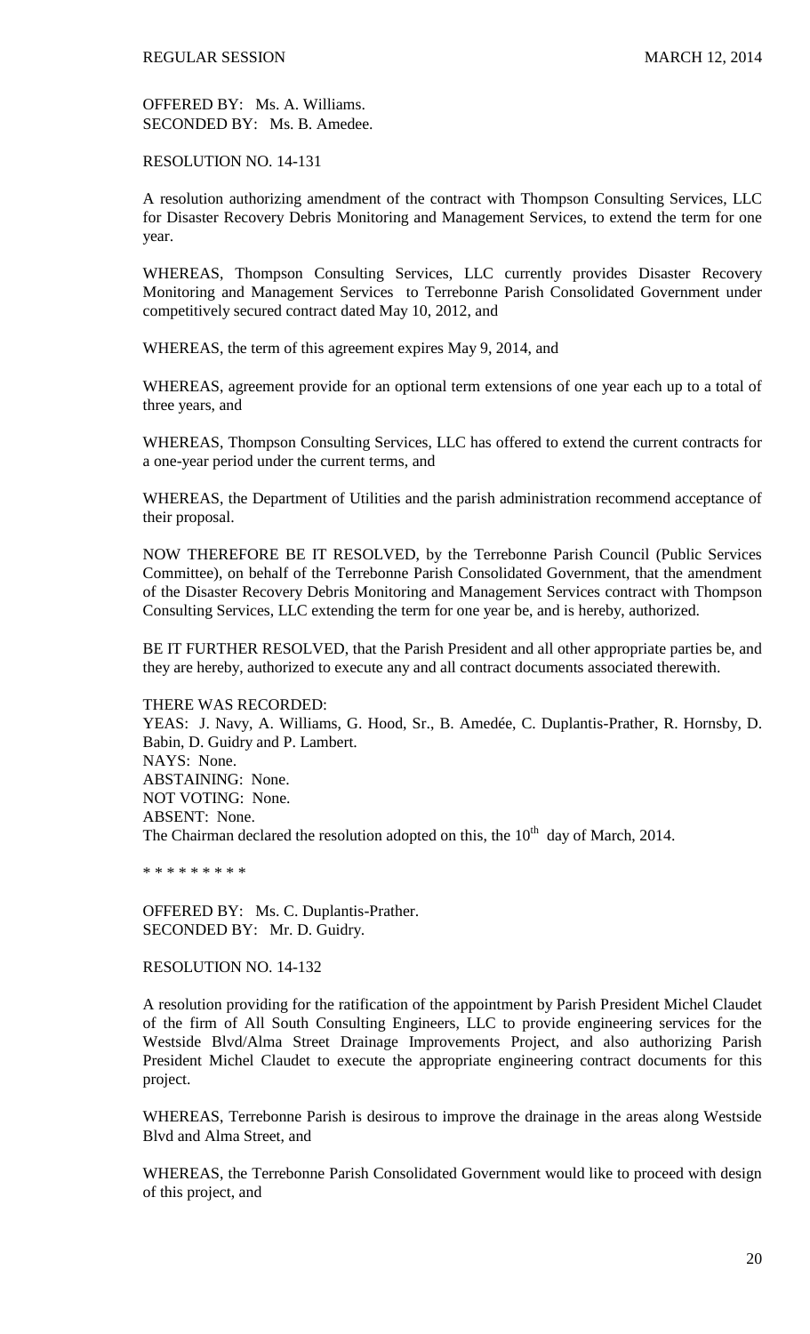OFFERED BY: Ms. A. Williams.
SECONDED BY: Ms. B. Amedee.

RESOLUTION NO. 14-131

A resolution authorizing amendment of the contract with Thompson Consulting Services, LLC for Disaster Recovery Debris Monitoring and Management Services, to extend the term for one year.

WHEREAS, Thompson Consulting Services, LLC currently provides Disaster Recovery Monitoring and Management Services to Terrebonne Parish Consolidated Government under competitively secured contract dated May 10, 2012, and

WHEREAS, the term of this agreement expires May 9, 2014, and

WHEREAS, agreement provide for an optional term extensions of one year each up to a total of three years, and

WHEREAS, Thompson Consulting Services, LLC has offered to extend the current contracts for a one-year period under the current terms, and

WHEREAS, the Department of Utilities and the parish administration recommend acceptance of their proposal.

NOW THEREFORE BE IT RESOLVED, by the Terrebonne Parish Council (Public Services Committee), on behalf of the Terrebonne Parish Consolidated Government, that the amendment of the Disaster Recovery Debris Monitoring and Management Services contract with Thompson Consulting Services, LLC extending the term for one year be, and is hereby, authorized.

BE IT FURTHER RESOLVED, that the Parish President and all other appropriate parties be, and they are hereby, authorized to execute any and all contract documents associated therewith.

THERE WAS RECORDED:
YEAS: J. Navy, A. Williams, G. Hood, Sr., B. Amedée, C. Duplantis-Prather, R. Hornsby, D. Babin, D. Guidry and P. Lambert.
NAYS: None.
ABSTAINING: None.
NOT VOTING: None.
ABSENT: None.
The Chairman declared the resolution adopted on this, the 10th day of March, 2014.

* * * * * * * * *

OFFERED BY: Ms. C. Duplantis-Prather.
SECONDED BY: Mr. D. Guidry.

RESOLUTION NO. 14-132

A resolution providing for the ratification of the appointment by Parish President Michel Claudet of the firm of All South Consulting Engineers, LLC to provide engineering services for the Westside Blvd/Alma Street Drainage Improvements Project, and also authorizing Parish President Michel Claudet to execute the appropriate engineering contract documents for this project.

WHEREAS, Terrebonne Parish is desirous to improve the drainage in the areas along Westside Blvd and Alma Street, and

WHEREAS, the Terrebonne Parish Consolidated Government would like to proceed with design of this project, and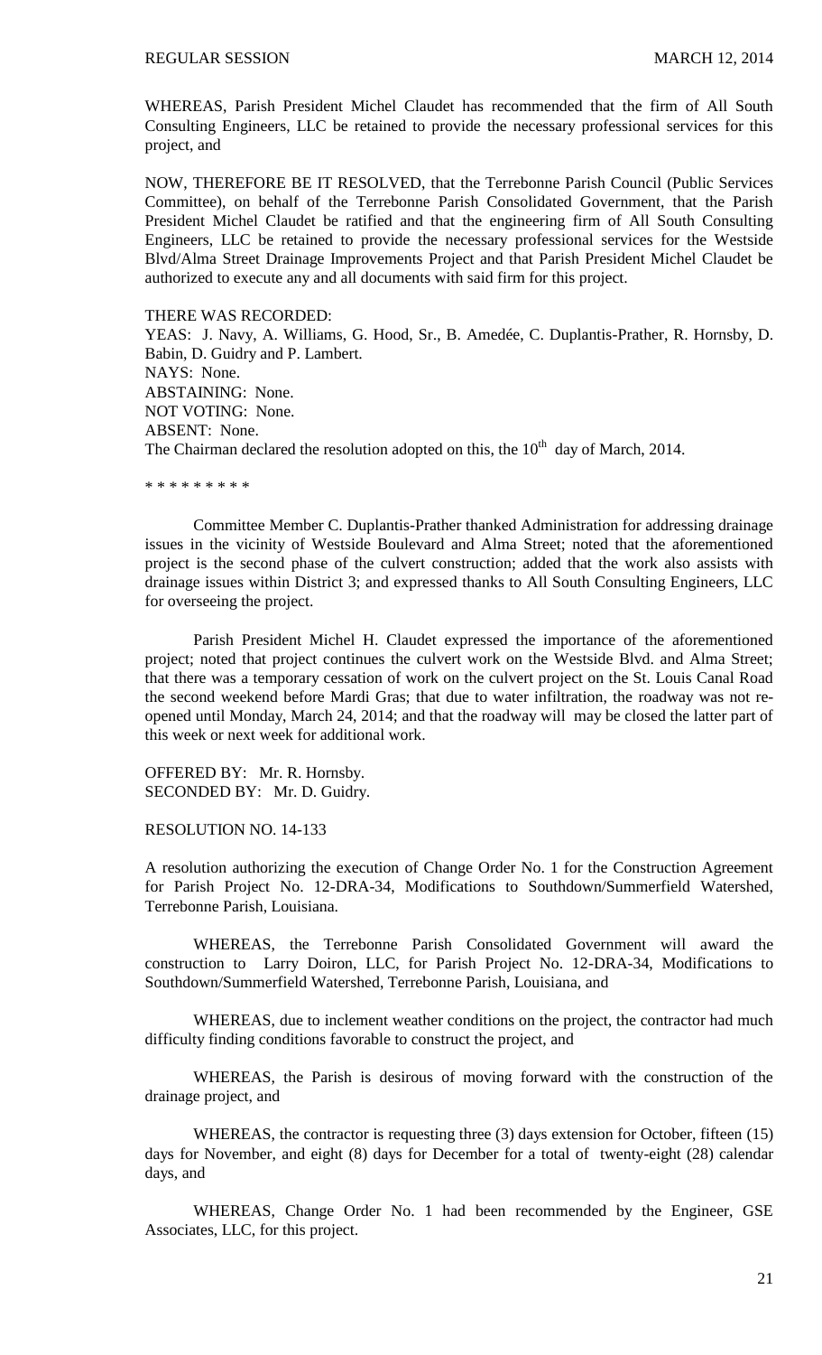WHEREAS, Parish President Michel Claudet has recommended that the firm of All South Consulting Engineers, LLC be retained to provide the necessary professional services for this project, and

NOW, THEREFORE BE IT RESOLVED, that the Terrebonne Parish Council (Public Services Committee), on behalf of the Terrebonne Parish Consolidated Government, that the Parish President Michel Claudet be ratified and that the engineering firm of All South Consulting Engineers, LLC be retained to provide the necessary professional services for the Westside Blvd/Alma Street Drainage Improvements Project and that Parish President Michel Claudet be authorized to execute any and all documents with said firm for this project.

THERE WAS RECORDED:
YEAS: J. Navy, A. Williams, G. Hood, Sr., B. Amedée, C. Duplantis-Prather, R. Hornsby, D. Babin, D. Guidry and P. Lambert.
NAYS: None.
ABSTAINING: None.
NOT VOTING: None.
ABSENT: None.
The Chairman declared the resolution adopted on this, the 10th day of March, 2014.

\* \* \* \* \* \* \* \* \*

Committee Member C. Duplantis-Prather thanked Administration for addressing drainage issues in the vicinity of Westside Boulevard and Alma Street; noted that the aforementioned project is the second phase of the culvert construction; added that the work also assists with drainage issues within District 3; and expressed thanks to All South Consulting Engineers, LLC for overseeing the project.

Parish President Michel H. Claudet expressed the importance of the aforementioned project; noted that project continues the culvert work on the Westside Blvd. and Alma Street; that there was a temporary cessation of work on the culvert project on the St. Louis Canal Road the second weekend before Mardi Gras; that due to water infiltration, the roadway was not re-opened until Monday, March 24, 2014; and that the roadway will may be closed the latter part of this week or next week for additional work.

OFFERED BY: Mr. R. Hornsby.
SECONDED BY: Mr. D. Guidry.

RESOLUTION NO. 14-133

A resolution authorizing the execution of Change Order No. 1 for the Construction Agreement for Parish Project No. 12-DRA-34, Modifications to Southdown/Summerfield Watershed, Terrebonne Parish, Louisiana.

WHEREAS, the Terrebonne Parish Consolidated Government will award the construction to Larry Doiron, LLC, for Parish Project No. 12-DRA-34, Modifications to Southdown/Summerfield Watershed, Terrebonne Parish, Louisiana, and

WHEREAS, due to inclement weather conditions on the project, the contractor had much difficulty finding conditions favorable to construct the project, and

WHEREAS, the Parish is desirous of moving forward with the construction of the drainage project, and

WHEREAS, the contractor is requesting three (3) days extension for October, fifteen (15) days for November, and eight (8) days for December for a total of twenty-eight (28) calendar days, and

WHEREAS, Change Order No. 1 had been recommended by the Engineer, GSE Associates, LLC, for this project.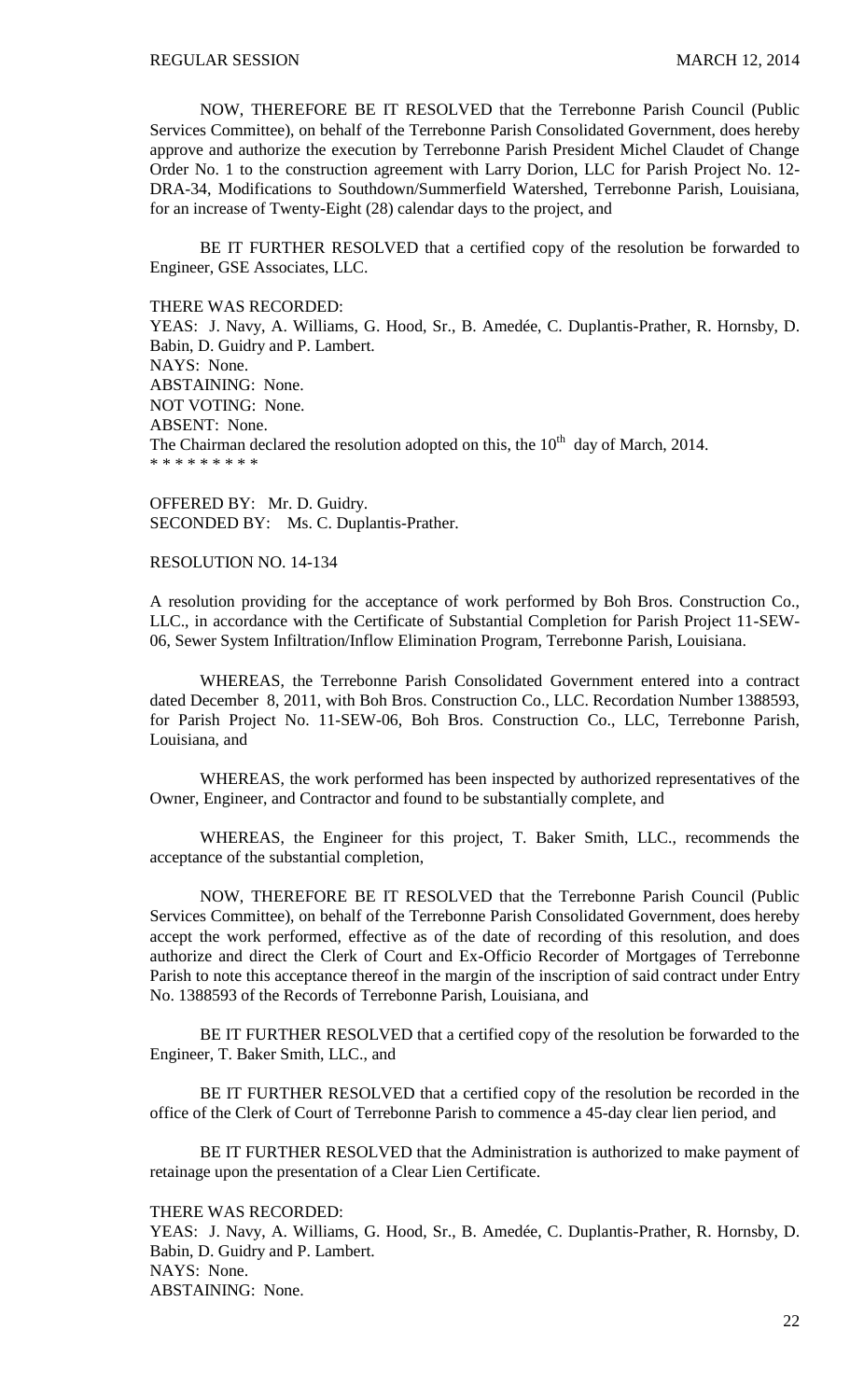NOW, THEREFORE BE IT RESOLVED that the Terrebonne Parish Council (Public Services Committee), on behalf of the Terrebonne Parish Consolidated Government, does hereby approve and authorize the execution by Terrebonne Parish President Michel Claudet of Change Order No. 1 to the construction agreement with Larry Dorion, LLC for Parish Project No. 12-DRA-34, Modifications to Southdown/Summerfield Watershed, Terrebonne Parish, Louisiana, for an increase of Twenty-Eight (28) calendar days to the project, and

BE IT FURTHER RESOLVED that a certified copy of the resolution be forwarded to Engineer, GSE Associates, LLC.

THERE WAS RECORDED:
YEAS: J. Navy, A. Williams, G. Hood, Sr., B. Amedée, C. Duplantis-Prather, R. Hornsby, D. Babin, D. Guidry and P. Lambert.
NAYS: None.
ABSTAINING: None.
NOT VOTING: None.
ABSENT: None.
The Chairman declared the resolution adopted on this, the 10th day of March, 2014.
* * * * * * * * *

OFFERED BY: Mr. D. Guidry.
SECONDED BY: Ms. C. Duplantis-Prather.

RESOLUTION NO. 14-134

A resolution providing for the acceptance of work performed by Boh Bros. Construction Co., LLC., in accordance with the Certificate of Substantial Completion for Parish Project 11-SEW-06, Sewer System Infiltration/Inflow Elimination Program, Terrebonne Parish, Louisiana.

WHEREAS, the Terrebonne Parish Consolidated Government entered into a contract dated December 8, 2011, with Boh Bros. Construction Co., LLC. Recordation Number 1388593, for Parish Project No. 11-SEW-06, Boh Bros. Construction Co., LLC, Terrebonne Parish, Louisiana, and

WHEREAS, the work performed has been inspected by authorized representatives of the Owner, Engineer, and Contractor and found to be substantially complete, and

WHEREAS, the Engineer for this project, T. Baker Smith, LLC., recommends the acceptance of the substantial completion,

NOW, THEREFORE BE IT RESOLVED that the Terrebonne Parish Council (Public Services Committee), on behalf of the Terrebonne Parish Consolidated Government, does hereby accept the work performed, effective as of the date of recording of this resolution, and does authorize and direct the Clerk of Court and Ex-Officio Recorder of Mortgages of Terrebonne Parish to note this acceptance thereof in the margin of the inscription of said contract under Entry No. 1388593 of the Records of Terrebonne Parish, Louisiana, and

BE IT FURTHER RESOLVED that a certified copy of the resolution be forwarded to the Engineer, T. Baker Smith, LLC., and

BE IT FURTHER RESOLVED that a certified copy of the resolution be recorded in the office of the Clerk of Court of Terrebonne Parish to commence a 45-day clear lien period, and

BE IT FURTHER RESOLVED that the Administration is authorized to make payment of retainage upon the presentation of a Clear Lien Certificate.

THERE WAS RECORDED:
YEAS: J. Navy, A. Williams, G. Hood, Sr., B. Amedée, C. Duplantis-Prather, R. Hornsby, D. Babin, D. Guidry and P. Lambert.
NAYS: None.
ABSTAINING: None.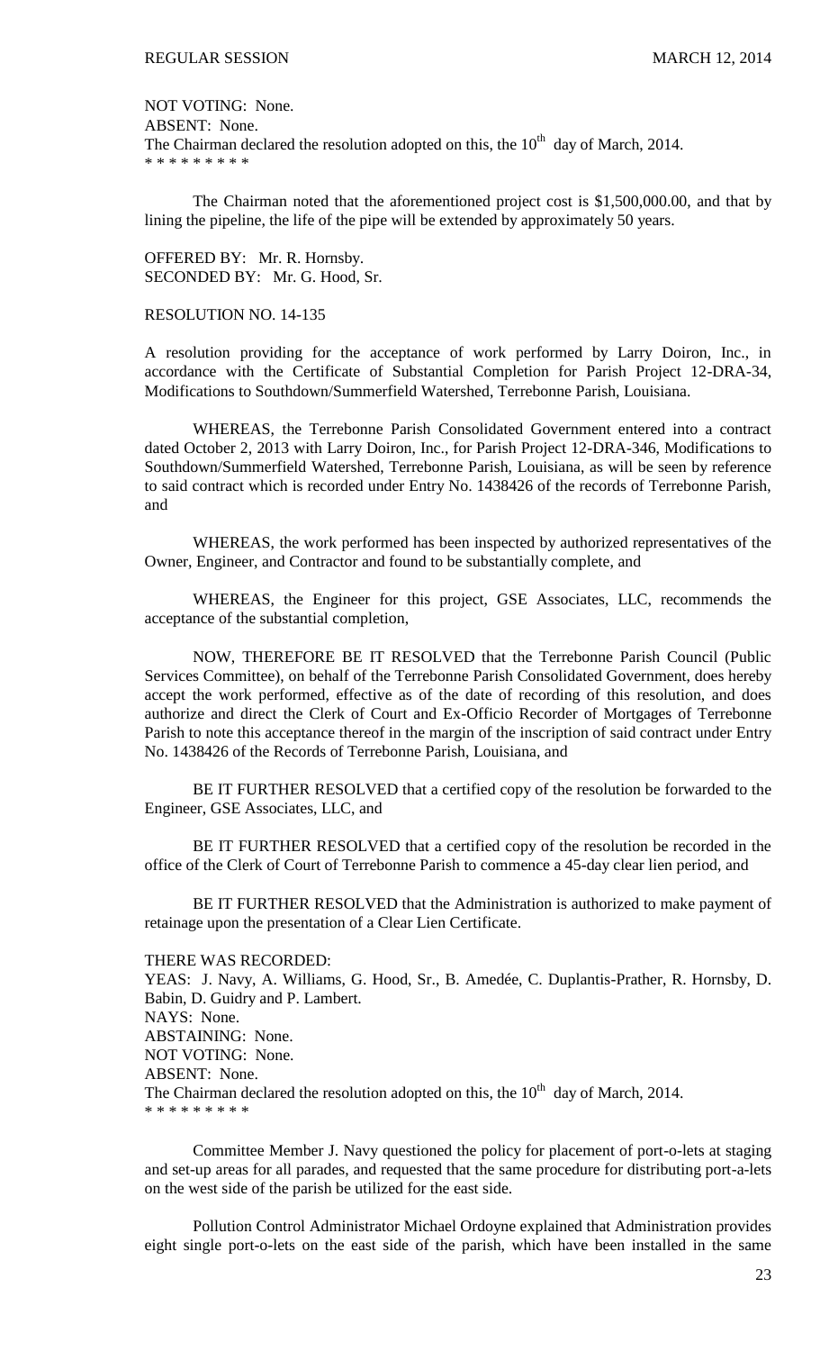NOT VOTING: None.
ABSENT: None.
The Chairman declared the resolution adopted on this, the 10th day of March, 2014.
* * * * * * * * *

The Chairman noted that the aforementioned project cost is $1,500,000.00, and that by lining the pipeline, the life of the pipe will be extended by approximately 50 years.

OFFERED BY: Mr. R. Hornsby.
SECONDED BY: Mr. G. Hood, Sr.

RESOLUTION NO. 14-135

A resolution providing for the acceptance of work performed by Larry Doiron, Inc., in accordance with the Certificate of Substantial Completion for Parish Project 12-DRA-34, Modifications to Southdown/Summerfield Watershed, Terrebonne Parish, Louisiana.

WHEREAS, the Terrebonne Parish Consolidated Government entered into a contract dated October 2, 2013 with Larry Doiron, Inc., for Parish Project 12-DRA-346, Modifications to Southdown/Summerfield Watershed, Terrebonne Parish, Louisiana, as will be seen by reference to said contract which is recorded under Entry No. 1438426 of the records of Terrebonne Parish, and

WHEREAS, the work performed has been inspected by authorized representatives of the Owner, Engineer, and Contractor and found to be substantially complete, and

WHEREAS, the Engineer for this project, GSE Associates, LLC, recommends the acceptance of the substantial completion,

NOW, THEREFORE BE IT RESOLVED that the Terrebonne Parish Council (Public Services Committee), on behalf of the Terrebonne Parish Consolidated Government, does hereby accept the work performed, effective as of the date of recording of this resolution, and does authorize and direct the Clerk of Court and Ex-Officio Recorder of Mortgages of Terrebonne Parish to note this acceptance thereof in the margin of the inscription of said contract under Entry No. 1438426 of the Records of Terrebonne Parish, Louisiana, and

BE IT FURTHER RESOLVED that a certified copy of the resolution be forwarded to the Engineer, GSE Associates, LLC, and

BE IT FURTHER RESOLVED that a certified copy of the resolution be recorded in the office of the Clerk of Court of Terrebonne Parish to commence a 45-day clear lien period, and

BE IT FURTHER RESOLVED that the Administration is authorized to make payment of retainage upon the presentation of a Clear Lien Certificate.

THERE WAS RECORDED:
YEAS: J. Navy, A. Williams, G. Hood, Sr., B. Amedée, C. Duplantis-Prather, R. Hornsby, D. Babin, D. Guidry and P. Lambert.
NAYS: None.
ABSTAINING: None.
NOT VOTING: None.
ABSENT: None.
The Chairman declared the resolution adopted on this, the 10th day of March, 2014.
* * * * * * * * *

Committee Member J. Navy questioned the policy for placement of port-o-lets at staging and set-up areas for all parades, and requested that the same procedure for distributing port-a-lets on the west side of the parish be utilized for the east side.

Pollution Control Administrator Michael Ordoyne explained that Administration provides eight single port-o-lets on the east side of the parish, which have been installed in the same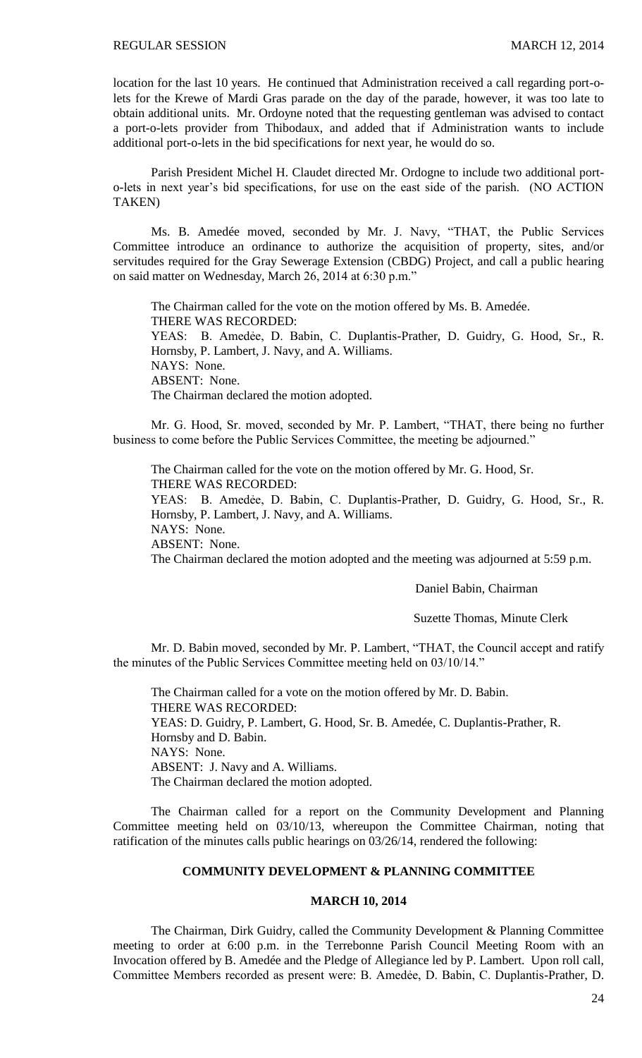location for the last 10 years. He continued that Administration received a call regarding port-o-lets for the Krewe of Mardi Gras parade on the day of the parade, however, it was too late to obtain additional units. Mr. Ordoyne noted that the requesting gentleman was advised to contact a port-o-lets provider from Thibodaux, and added that if Administration wants to include additional port-o-lets in the bid specifications for next year, he would do so.

Parish President Michel H. Claudet directed Mr. Ordogne to include two additional port-o-lets in next year's bid specifications, for use on the east side of the parish. (NO ACTION TAKEN)

Ms. B. Amedée moved, seconded by Mr. J. Navy, "THAT, the Public Services Committee introduce an ordinance to authorize the acquisition of property, sites, and/or servitudes required for the Gray Sewerage Extension (CBDG) Project, and call a public hearing on said matter on Wednesday, March 26, 2014 at 6:30 p.m."

The Chairman called for the vote on the motion offered by Ms. B. Amedée.
THERE WAS RECORDED:
YEAS: B. Amedѐe, D. Babin, C. Duplantis-Prather, D. Guidry, G. Hood, Sr., R. Hornsby, P. Lambert, J. Navy, and A. Williams.
NAYS: None.
ABSENT: None.
The Chairman declared the motion adopted.

Mr. G. Hood, Sr. moved, seconded by Mr. P. Lambert, "THAT, there being no further business to come before the Public Services Committee, the meeting be adjourned."

The Chairman called for the vote on the motion offered by Mr. G. Hood, Sr.
THERE WAS RECORDED:
YEAS: B. Amedѐe, D. Babin, C. Duplantis-Prather, D. Guidry, G. Hood, Sr., R. Hornsby, P. Lambert, J. Navy, and A. Williams.
NAYS: None.
ABSENT: None.
The Chairman declared the motion adopted and the meeting was adjourned at 5:59 p.m.

Daniel Babin, Chairman

Suzette Thomas, Minute Clerk

Mr. D. Babin moved, seconded by Mr. P. Lambert, "THAT, the Council accept and ratify the minutes of the Public Services Committee meeting held on 03/10/14."

The Chairman called for a vote on the motion offered by Mr. D. Babin.
THERE WAS RECORDED:
YEAS: D. Guidry, P. Lambert, G. Hood, Sr. B. Amedée, C. Duplantis-Prather, R. Hornsby and D. Babin.
NAYS: None.
ABSENT: J. Navy and A. Williams.
The Chairman declared the motion adopted.

The Chairman called for a report on the Community Development and Planning Committee meeting held on 03/10/13, whereupon the Committee Chairman, noting that ratification of the minutes calls public hearings on 03/26/14, rendered the following:

## COMMUNITY DEVELOPMENT & PLANNING COMMITTEE

## MARCH 10, 2014

The Chairman, Dirk Guidry, called the Community Development & Planning Committee meeting to order at 6:00 p.m. in the Terrebonne Parish Council Meeting Room with an Invocation offered by B. Amedée and the Pledge of Allegiance led by P. Lambert. Upon roll call, Committee Members recorded as present were: B. Amedѐe, D. Babin, C. Duplantis-Prather, D.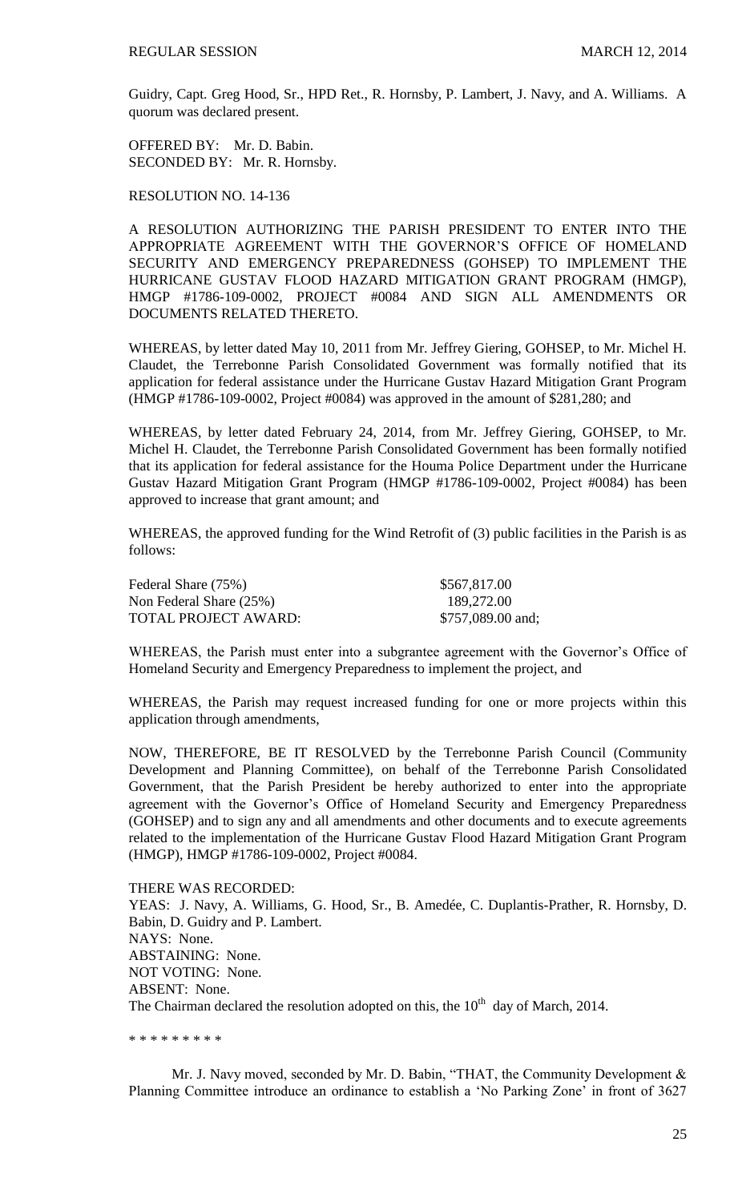Guidry, Capt. Greg Hood, Sr., HPD Ret., R. Hornsby, P. Lambert, J. Navy, and A. Williams. A quorum was declared present.

OFFERED BY: Mr. D. Babin.
SECONDED BY: Mr. R. Hornsby.

RESOLUTION NO. 14-136

A RESOLUTION AUTHORIZING THE PARISH PRESIDENT TO ENTER INTO THE APPROPRIATE AGREEMENT WITH THE GOVERNOR'S OFFICE OF HOMELAND SECURITY AND EMERGENCY PREPAREDNESS (GOHSEP) TO IMPLEMENT THE HURRICANE GUSTAV FLOOD HAZARD MITIGATION GRANT PROGRAM (HMGP), HMGP #1786-109-0002, PROJECT #0084 AND SIGN ALL AMENDMENTS OR DOCUMENTS RELATED THERETO.

WHEREAS, by letter dated May 10, 2011 from Mr. Jeffrey Giering, GOHSEP, to Mr. Michel H. Claudet, the Terrebonne Parish Consolidated Government was formally notified that its application for federal assistance under the Hurricane Gustav Hazard Mitigation Grant Program (HMGP #1786-109-0002, Project #0084) was approved in the amount of $281,280; and

WHEREAS, by letter dated February 24, 2014, from Mr. Jeffrey Giering, GOHSEP, to Mr. Michel H. Claudet, the Terrebonne Parish Consolidated Government has been formally notified that its application for federal assistance for the Houma Police Department under the Hurricane Gustav Hazard Mitigation Grant Program (HMGP #1786-109-0002, Project #0084) has been approved to increase that grant amount; and

WHEREAS, the approved funding for the Wind Retrofit of (3) public facilities in the Parish is as follows:

| | |
|---|---|
| Federal Share (75%) | $567,817.00 |
| Non Federal Share (25%) | 189,272.00 |
| TOTAL PROJECT AWARD: | $757,089.00 and; |

WHEREAS, the Parish must enter into a subgrantee agreement with the Governor's Office of Homeland Security and Emergency Preparedness to implement the project, and

WHEREAS, the Parish may request increased funding for one or more projects within this application through amendments,

NOW, THEREFORE, BE IT RESOLVED by the Terrebonne Parish Council (Community Development and Planning Committee), on behalf of the Terrebonne Parish Consolidated Government, that the Parish President be hereby authorized to enter into the appropriate agreement with the Governor's Office of Homeland Security and Emergency Preparedness (GOHSEP) and to sign any and all amendments and other documents and to execute agreements related to the implementation of the Hurricane Gustav Flood Hazard Mitigation Grant Program (HMGP), HMGP #1786-109-0002, Project #0084.

THERE WAS RECORDED:
YEAS: J. Navy, A. Williams, G. Hood, Sr., B. Amedée, C. Duplantis-Prather, R. Hornsby, D. Babin, D. Guidry and P. Lambert.
NAYS: None.
ABSTAINING: None.
NOT VOTING: None.
ABSENT: None.
The Chairman declared the resolution adopted on this, the 10th day of March, 2014.

\* \* \* \* \* \* \* \* \*

Mr. J. Navy moved, seconded by Mr. D. Babin, "THAT, the Community Development & Planning Committee introduce an ordinance to establish a 'No Parking Zone' in front of 3627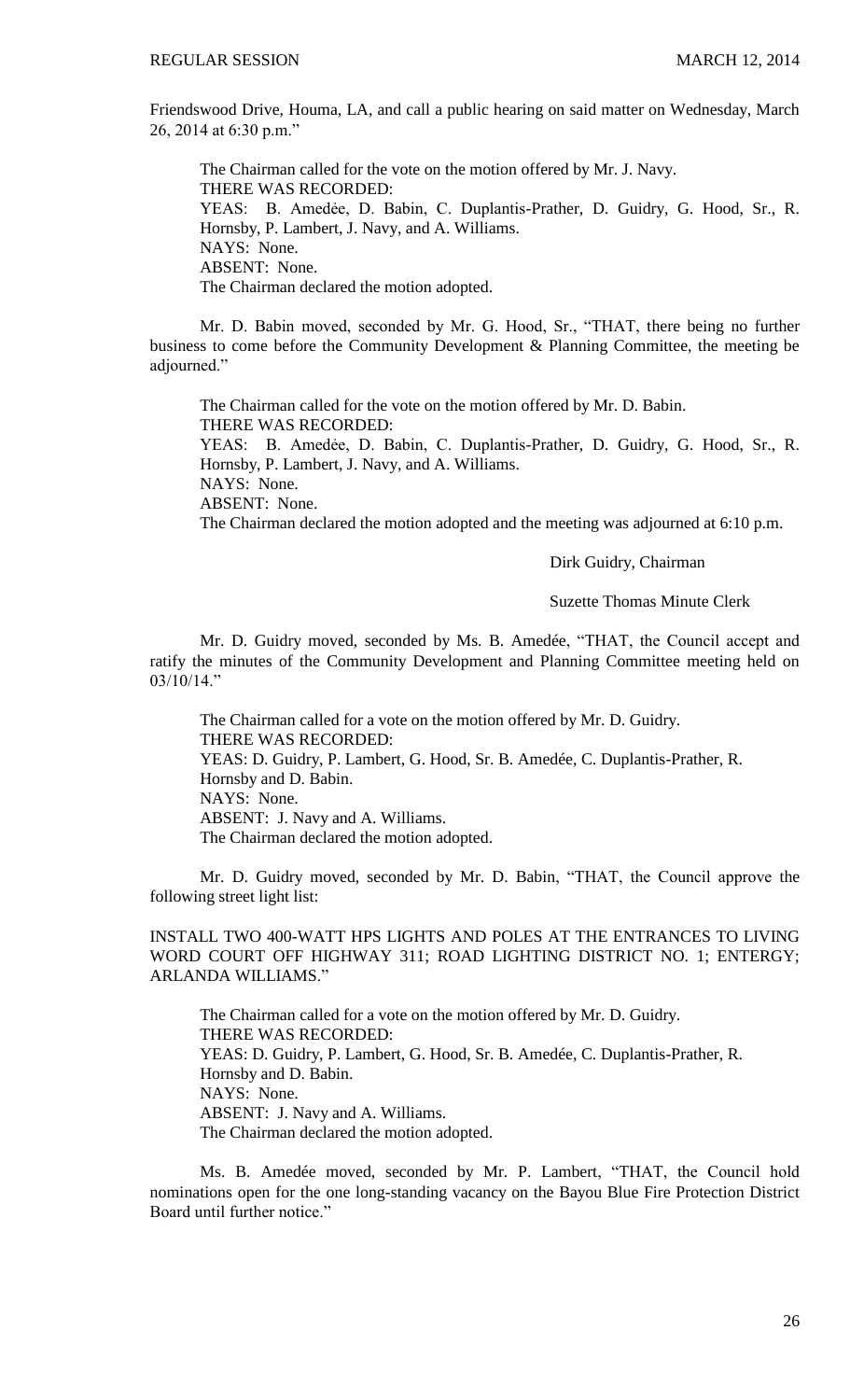Friendswood Drive, Houma, LA, and call a public hearing on said matter on Wednesday, March 26, 2014 at 6:30 p.m."

The Chairman called for the vote on the motion offered by Mr. J. Navy.
THERE WAS RECORDED:
YEAS: B. Amedẻe, D. Babin, C. Duplantis-Prather, D. Guidry, G. Hood, Sr., R. Hornsby, P. Lambert, J. Navy, and A. Williams.
NAYS: None.
ABSENT: None.
The Chairman declared the motion adopted.

Mr. D. Babin moved, seconded by Mr. G. Hood, Sr., "THAT, there being no further business to come before the Community Development & Planning Committee, the meeting be adjourned."

The Chairman called for the vote on the motion offered by Mr. D. Babin.
THERE WAS RECORDED:
YEAS: B. Amedẻe, D. Babin, C. Duplantis-Prather, D. Guidry, G. Hood, Sr., R. Hornsby, P. Lambert, J. Navy, and A. Williams.
NAYS: None.
ABSENT: None.
The Chairman declared the motion adopted and the meeting was adjourned at 6:10 p.m.

Dirk Guidry, Chairman

Suzette Thomas Minute Clerk

Mr. D. Guidry moved, seconded by Ms. B. Amedée, "THAT, the Council accept and ratify the minutes of the Community Development and Planning Committee meeting held on 03/10/14."

The Chairman called for a vote on the motion offered by Mr. D. Guidry.
THERE WAS RECORDED:
YEAS: D. Guidry, P. Lambert, G. Hood, Sr. B. Amedée, C. Duplantis-Prather, R. Hornsby and D. Babin.
NAYS: None.
ABSENT: J. Navy and A. Williams.
The Chairman declared the motion adopted.

Mr. D. Guidry moved, seconded by Mr. D. Babin, "THAT, the Council approve the following street light list:

INSTALL TWO 400-WATT HPS LIGHTS AND POLES AT THE ENTRANCES TO LIVING WORD COURT OFF HIGHWAY 311; ROAD LIGHTING DISTRICT NO. 1; ENTERGY; ARLANDA WILLIAMS."

The Chairman called for a vote on the motion offered by Mr. D. Guidry.
THERE WAS RECORDED:
YEAS: D. Guidry, P. Lambert, G. Hood, Sr. B. Amedée, C. Duplantis-Prather, R. Hornsby and D. Babin.
NAYS: None.
ABSENT: J. Navy and A. Williams.
The Chairman declared the motion adopted.

Ms. B. Amedée moved, seconded by Mr. P. Lambert, "THAT, the Council hold nominations open for the one long-standing vacancy on the Bayou Blue Fire Protection District Board until further notice."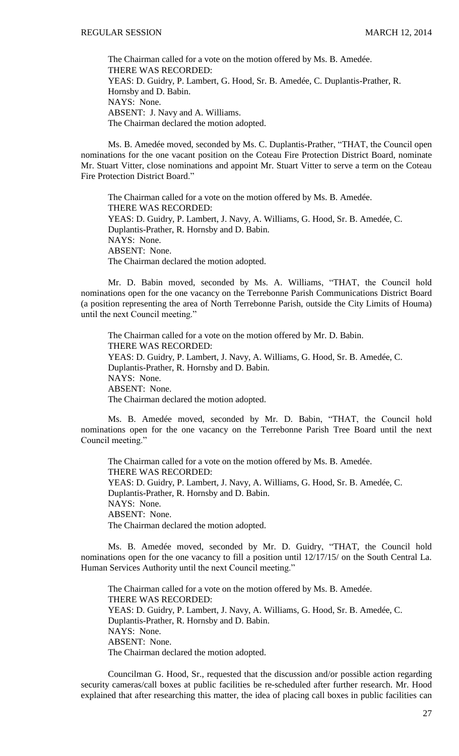The Chairman called for a vote on the motion offered by Ms. B. Amedée.
THERE WAS RECORDED:
YEAS: D. Guidry, P. Lambert, G. Hood, Sr. B. Amedée, C. Duplantis-Prather, R. Hornsby and D. Babin.
NAYS: None.
ABSENT: J. Navy and A. Williams.
The Chairman declared the motion adopted.

Ms. B. Amedée moved, seconded by Ms. C. Duplantis-Prather, "THAT, the Council open nominations for the one vacant position on the Coteau Fire Protection District Board, nominate Mr. Stuart Vitter, close nominations and appoint Mr. Stuart Vitter to serve a term on the Coteau Fire Protection District Board."

The Chairman called for a vote on the motion offered by Ms. B. Amedée.
THERE WAS RECORDED:
YEAS: D. Guidry, P. Lambert, J. Navy, A. Williams, G. Hood, Sr. B. Amedée, C. Duplantis-Prather, R. Hornsby and D. Babin.
NAYS: None.
ABSENT: None.
The Chairman declared the motion adopted.

Mr. D. Babin moved, seconded by Ms. A. Williams, "THAT, the Council hold nominations open for the one vacancy on the Terrebonne Parish Communications District Board (a position representing the area of North Terrebonne Parish, outside the City Limits of Houma) until the next Council meeting."

The Chairman called for a vote on the motion offered by Mr. D. Babin.
THERE WAS RECORDED:
YEAS: D. Guidry, P. Lambert, J. Navy, A. Williams, G. Hood, Sr. B. Amedée, C. Duplantis-Prather, R. Hornsby and D. Babin.
NAYS: None.
ABSENT: None.
The Chairman declared the motion adopted.

Ms. B. Amedée moved, seconded by Mr. D. Babin, "THAT, the Council hold nominations open for the one vacancy on the Terrebonne Parish Tree Board until the next Council meeting."

The Chairman called for a vote on the motion offered by Ms. B. Amedée.
THERE WAS RECORDED:
YEAS: D. Guidry, P. Lambert, J. Navy, A. Williams, G. Hood, Sr. B. Amedée, C. Duplantis-Prather, R. Hornsby and D. Babin.
NAYS: None.
ABSENT: None.
The Chairman declared the motion adopted.

Ms. B. Amedée moved, seconded by Mr. D. Guidry, "THAT, the Council hold nominations open for the one vacancy to fill a position until 12/17/15/ on the South Central La. Human Services Authority until the next Council meeting."

The Chairman called for a vote on the motion offered by Ms. B. Amedée.
THERE WAS RECORDED:
YEAS: D. Guidry, P. Lambert, J. Navy, A. Williams, G. Hood, Sr. B. Amedée, C. Duplantis-Prather, R. Hornsby and D. Babin.
NAYS: None.
ABSENT: None.
The Chairman declared the motion adopted.

Councilman G. Hood, Sr., requested that the discussion and/or possible action regarding security cameras/call boxes at public facilities be re-scheduled after further research. Mr. Hood explained that after researching this matter, the idea of placing call boxes in public facilities can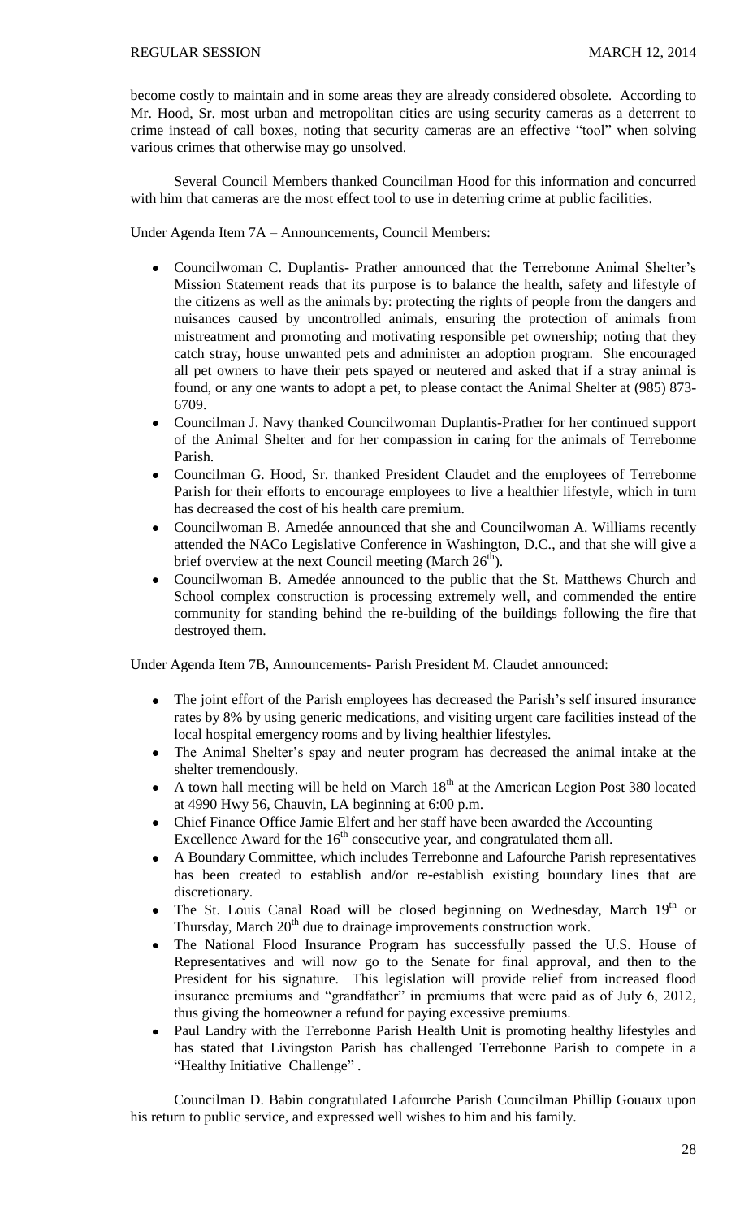become costly to maintain and in some areas they are already considered obsolete. According to Mr. Hood, Sr. most urban and metropolitan cities are using security cameras as a deterrent to crime instead of call boxes, noting that security cameras are an effective "tool" when solving various crimes that otherwise may go unsolved.

Several Council Members thanked Councilman Hood for this information and concurred with him that cameras are the most effect tool to use in deterring crime at public facilities.

Under Agenda Item 7A – Announcements, Council Members:

- Councilwoman C. Duplantis- Prather announced that the Terrebonne Animal Shelter's Mission Statement reads that its purpose is to balance the health, safety and lifestyle of the citizens as well as the animals by: protecting the rights of people from the dangers and nuisances caused by uncontrolled animals, ensuring the protection of animals from mistreatment and promoting and motivating responsible pet ownership; noting that they catch stray, house unwanted pets and administer an adoption program. She encouraged all pet owners to have their pets spayed or neutered and asked that if a stray animal is found, or any one wants to adopt a pet, to please contact the Animal Shelter at (985) 873-6709.
- Councilman J. Navy thanked Councilwoman Duplantis-Prather for her continued support of the Animal Shelter and for her compassion in caring for the animals of Terrebonne Parish.
- Councilman G. Hood, Sr. thanked President Claudet and the employees of Terrebonne Parish for their efforts to encourage employees to live a healthier lifestyle, which in turn has decreased the cost of his health care premium.
- Councilwoman B. Amedée announced that she and Councilwoman A. Williams recently attended the NACo Legislative Conference in Washington, D.C., and that she will give a brief overview at the next Council meeting (March 26th).
- Councilwoman B. Amedée announced to the public that the St. Matthews Church and School complex construction is processing extremely well, and commended the entire community for standing behind the re-building of the buildings following the fire that destroyed them.

Under Agenda Item 7B, Announcements- Parish President M. Claudet announced:

- The joint effort of the Parish employees has decreased the Parish's self insured insurance rates by 8% by using generic medications, and visiting urgent care facilities instead of the local hospital emergency rooms and by living healthier lifestyles.
- The Animal Shelter's spay and neuter program has decreased the animal intake at the shelter tremendously.
- A town hall meeting will be held on March 18th at the American Legion Post 380 located at 4990 Hwy 56, Chauvin, LA beginning at 6:00 p.m.
- Chief Finance Office Jamie Elfert and her staff have been awarded the Accounting Excellence Award for the 16th consecutive year, and congratulated them all.
- A Boundary Committee, which includes Terrebonne and Lafourche Parish representatives has been created to establish and/or re-establish existing boundary lines that are discretionary.
- The St. Louis Canal Road will be closed beginning on Wednesday, March 19th or Thursday, March 20th due to drainage improvements construction work.
- The National Flood Insurance Program has successfully passed the U.S. House of Representatives and will now go to the Senate for final approval, and then to the President for his signature. This legislation will provide relief from increased flood insurance premiums and "grandfather" in premiums that were paid as of July 6, 2012, thus giving the homeowner a refund for paying excessive premiums.
- Paul Landry with the Terrebonne Parish Health Unit is promoting healthy lifestyles and has stated that Livingston Parish has challenged Terrebonne Parish to compete in a "Healthy Initiative Challenge".

Councilman D. Babin congratulated Lafourche Parish Councilman Phillip Gouaux upon his return to public service, and expressed well wishes to him and his family.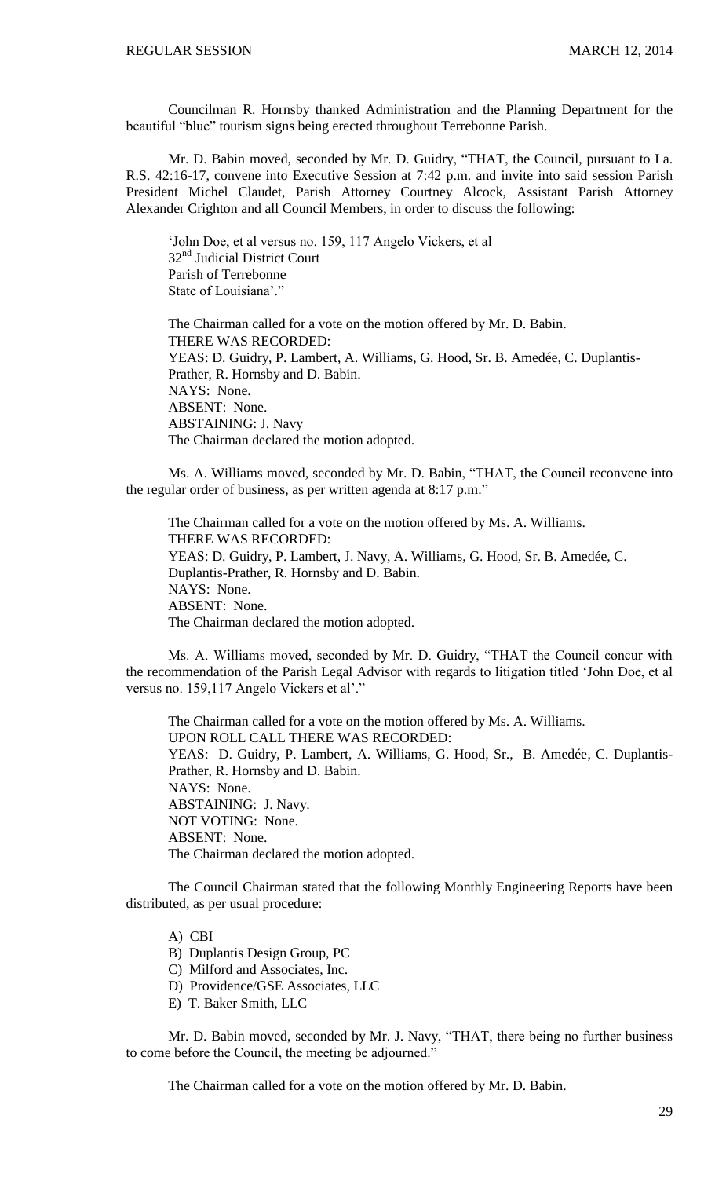Councilman R. Hornsby thanked Administration and the Planning Department for the beautiful "blue" tourism signs being erected throughout Terrebonne Parish.

Mr. D. Babin moved, seconded by Mr. D. Guidry, "THAT, the Council, pursuant to La. R.S. 42:16-17, convene into Executive Session at 7:42 p.m. and invite into said session Parish President Michel Claudet, Parish Attorney Courtney Alcock, Assistant Parish Attorney Alexander Crighton and all Council Members, in order to discuss the following:

> 'John Doe, et al versus no. 159, 117 Angelo Vickers, et al
> 32nd Judicial District Court
> Parish of Terrebonne
> State of Louisiana'."

The Chairman called for a vote on the motion offered by Mr. D. Babin.
THERE WAS RECORDED:
YEAS: D. Guidry, P. Lambert, A. Williams, G. Hood, Sr. B. Amedée, C. Duplantis-Prather, R. Hornsby and D. Babin.
NAYS: None.
ABSENT: None.
ABSTAINING: J. Navy
The Chairman declared the motion adopted.

Ms. A. Williams moved, seconded by Mr. D. Babin, "THAT, the Council reconvene into the regular order of business, as per written agenda at 8:17 p.m."

The Chairman called for a vote on the motion offered by Ms. A. Williams.
THERE WAS RECORDED:
YEAS: D. Guidry, P. Lambert, J. Navy, A. Williams, G. Hood, Sr. B. Amedée, C. Duplantis-Prather, R. Hornsby and D. Babin.
NAYS: None.
ABSENT: None.
The Chairman declared the motion adopted.

Ms. A. Williams moved, seconded by Mr. D. Guidry, "THAT the Council concur with the recommendation of the Parish Legal Advisor with regards to litigation titled 'John Doe, et al versus no. 159,117 Angelo Vickers et al'."

The Chairman called for a vote on the motion offered by Ms. A. Williams.
UPON ROLL CALL THERE WAS RECORDED:
YEAS: D. Guidry, P. Lambert, A. Williams, G. Hood, Sr., B. Amedée, C. Duplantis-Prather, R. Hornsby and D. Babin.
NAYS: None.
ABSTAINING: J. Navy.
NOT VOTING: None.
ABSENT: None.
The Chairman declared the motion adopted.

The Council Chairman stated that the following Monthly Engineering Reports have been distributed, as per usual procedure:

A) CBI
B) Duplantis Design Group, PC
C) Milford and Associates, Inc.
D) Providence/GSE Associates, LLC
E) T. Baker Smith, LLC

Mr. D. Babin moved, seconded by Mr. J. Navy, "THAT, there being no further business to come before the Council, the meeting be adjourned."

The Chairman called for a vote on the motion offered by Mr. D. Babin.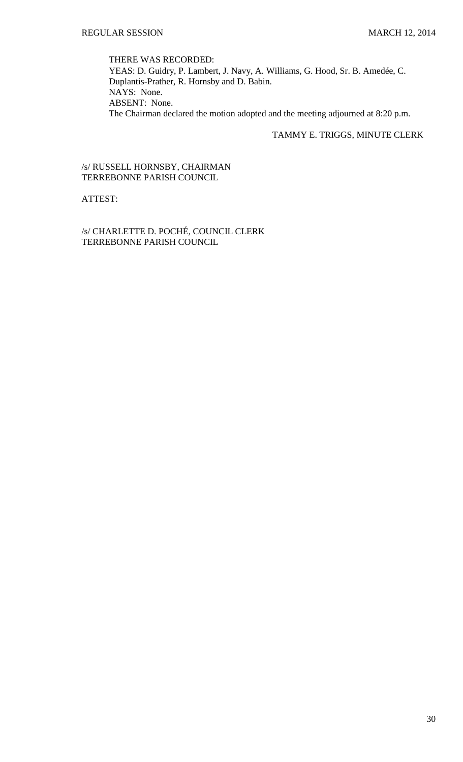THERE WAS RECORDED:
YEAS: D. Guidry, P. Lambert, J. Navy, A. Williams, G. Hood, Sr. B. Amedée, C. Duplantis-Prather, R. Hornsby and D. Babin.
NAYS: None.
ABSENT: None.
The Chairman declared the motion adopted and the meeting adjourned at 8:20 p.m.

TAMMY E. TRIGGS, MINUTE CLERK

/s/ RUSSELL HORNSBY, CHAIRMAN
TERREBONNE PARISH COUNCIL

ATTEST:

/s/ CHARLETTE D. POCHÉ, COUNCIL CLERK
TERREBONNE PARISH COUNCIL